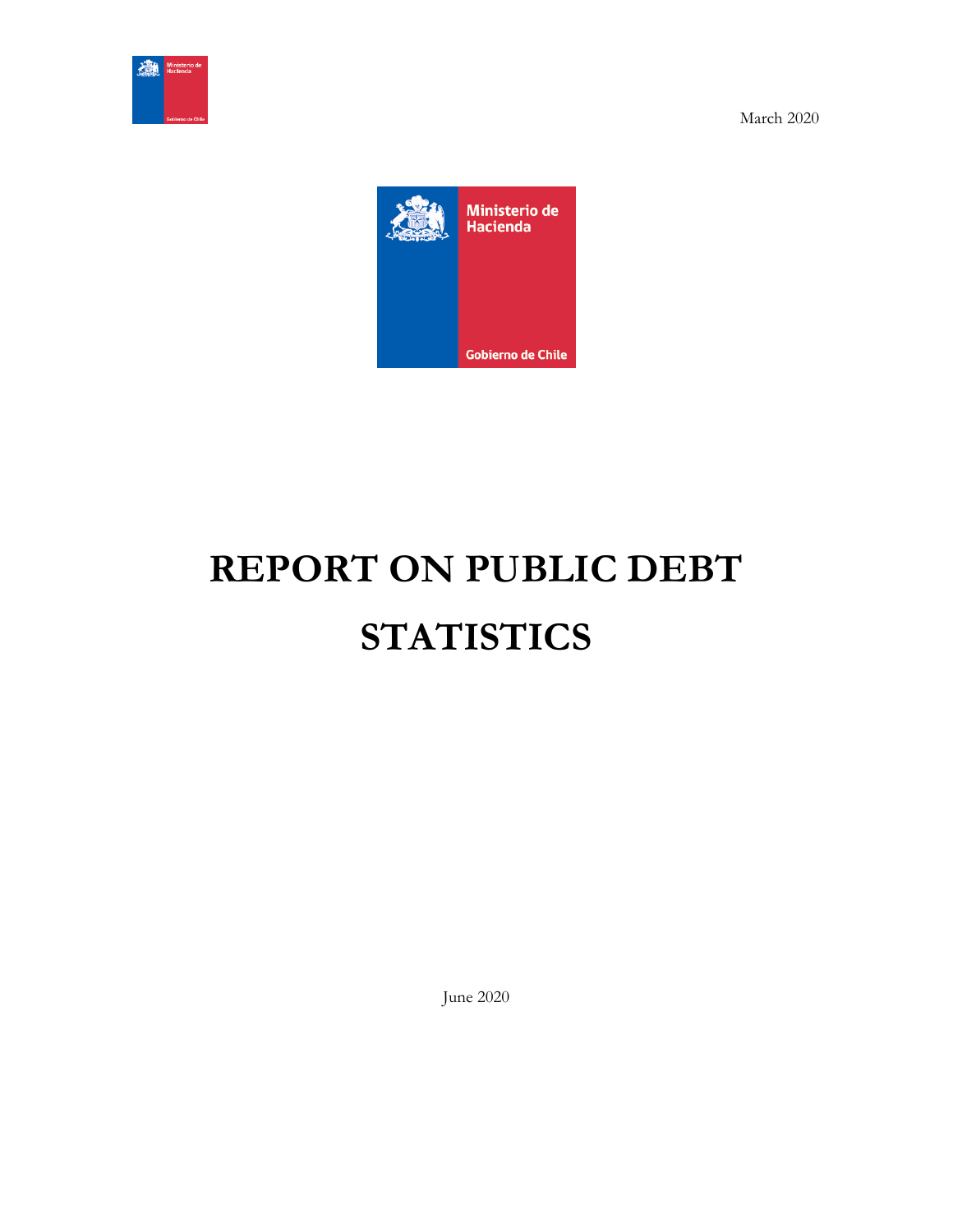March 2020

# REPORT ON PUBLIC DEBT STATISTICS

June 2020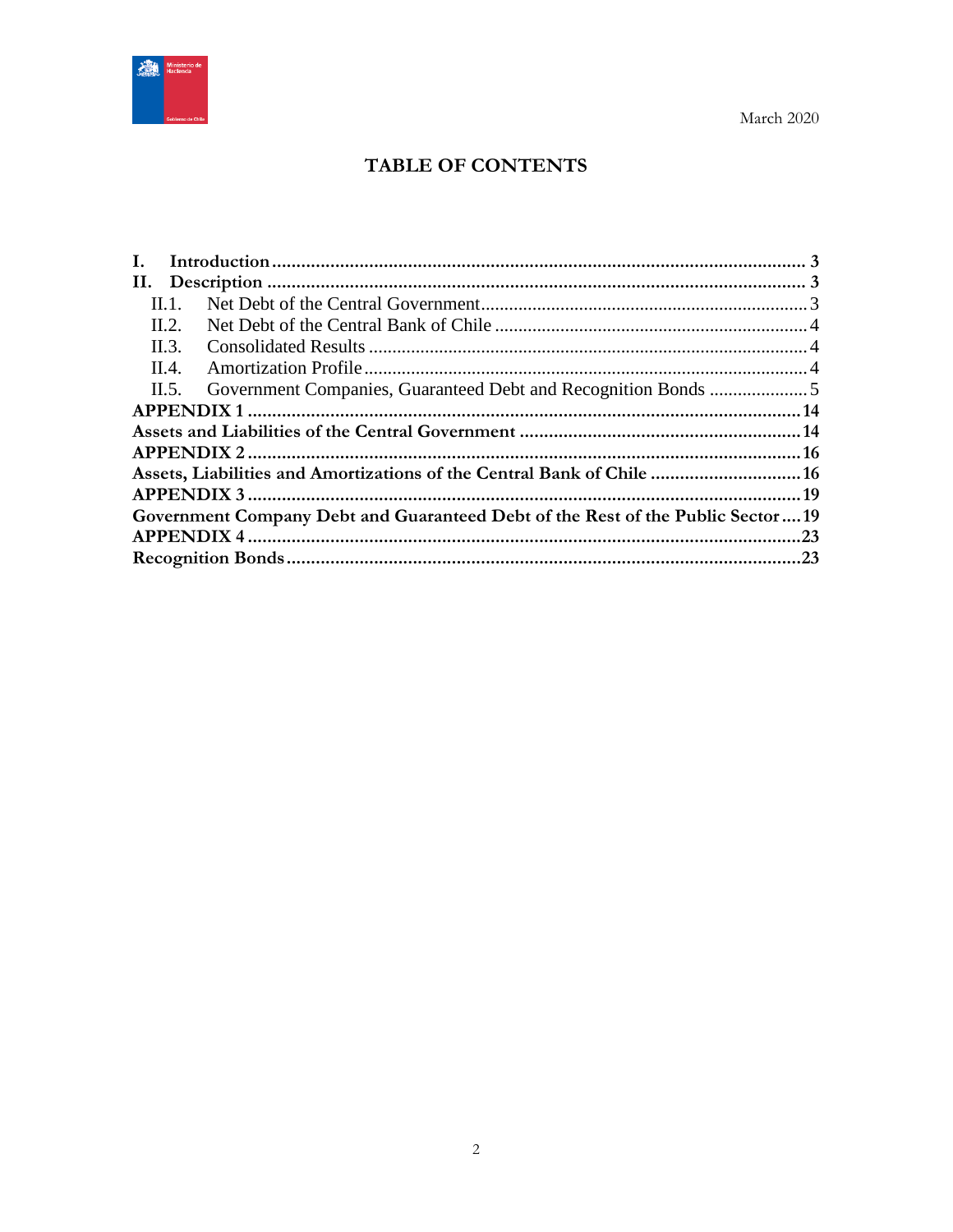March 2020

# TABLE OF CONTENTS

**I. Introduction** ..... **3**

**II. Description** ..... **3**

- II.1. Net Debt of the Central Government ..... 3
- II.2. Net Debt of the Central Bank of Chile ..... 4
- II.3. Consolidated Results ..... 4
- II.4. Amortization Profile ..... 4
- II.5. Government Companies, Guaranteed Debt and Recognition Bonds ..... 5

**APPENDIX 1** ..... **14**

**Assets and Liabilities of the Central Government** ..... **14**

**APPENDIX 2** ..... **16**

**Assets, Liabilities and Amortizations of the Central Bank of Chile** ..... **16**

**APPENDIX 3** ..... **19**

**Government Company Debt and Guaranteed Debt of the Rest of the Public Sector** ..... **19**

**APPENDIX 4** ..... **23**

**Recognition Bonds** ..... **23**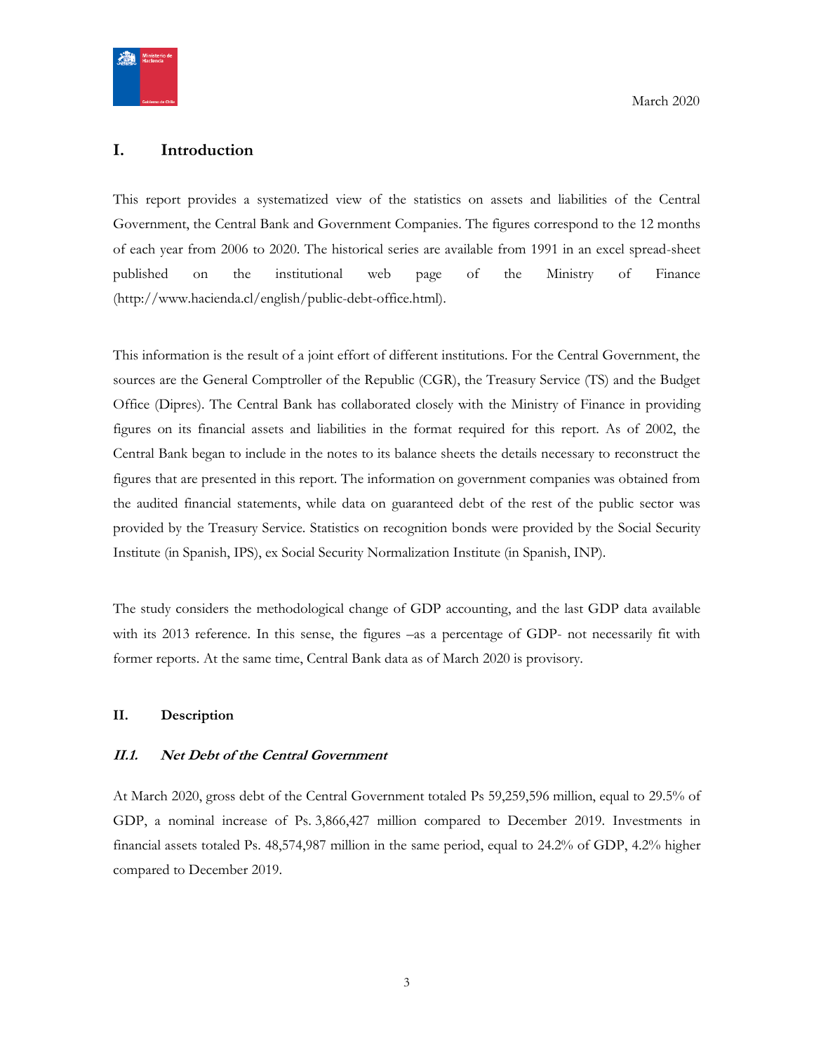March 2020

# I. Introduction

This report provides a systematized view of the statistics on assets and liabilities of the Central Government, the Central Bank and Government Companies. The figures correspond to the 12 months of each year from 2006 to 2020. The historical series are available from 1991 in an excel spread-sheet published on the institutional web page of the Ministry of Finance (http://www.hacienda.cl/english/public-debt-office.html).

This information is the result of a joint effort of different institutions. For the Central Government, the sources are the General Comptroller of the Republic (CGR), the Treasury Service (TS) and the Budget Office (Dipres). The Central Bank has collaborated closely with the Ministry of Finance in providing figures on its financial assets and liabilities in the format required for this report. As of 2002, the Central Bank began to include in the notes to its balance sheets the details necessary to reconstruct the figures that are presented in this report. The information on government companies was obtained from the audited financial statements, while data on guaranteed debt of the rest of the public sector was provided by the Treasury Service. Statistics on recognition bonds were provided by the Social Security Institute (in Spanish, IPS), ex Social Security Normalization Institute (in Spanish, INP).

The study considers the methodological change of GDP accounting, and the last GDP data available with its 2013 reference. In this sense, the figures –as a percentage of GDP- not necessarily fit with former reports. At the same time, Central Bank data as of March 2020 is provisory.

## II. Description

### *II.1. Net Debt of the Central Government*

At March 2020, gross debt of the Central Government totaled Ps 59,259,596 million, equal to 29.5% of GDP, a nominal increase of Ps. 3,866,427 million compared to December 2019. Investments in financial assets totaled Ps. 48,574,987 million in the same period, equal to 24.2% of GDP, 4.2% higher compared to December 2019.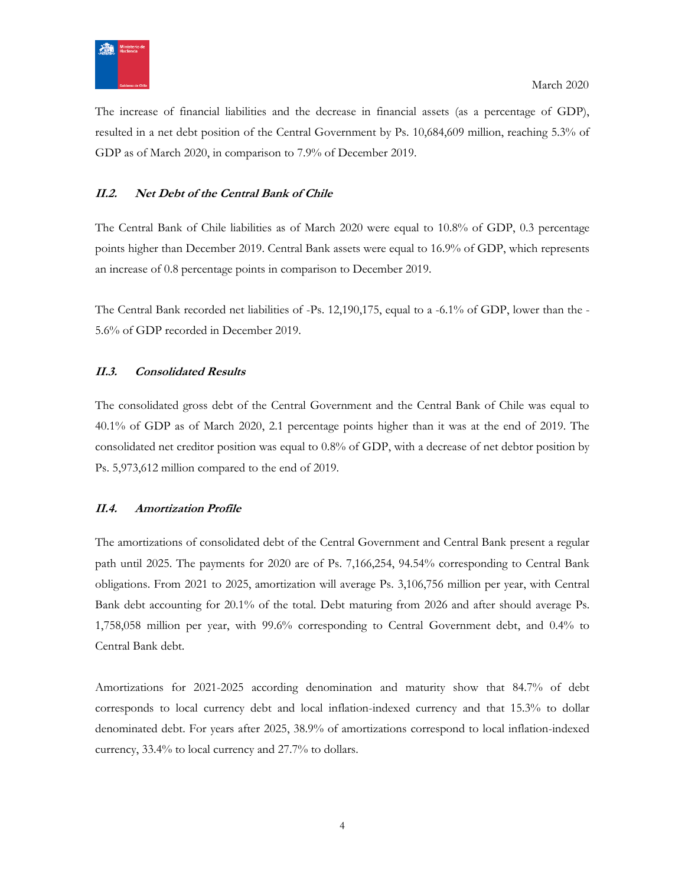The increase of financial liabilities and the decrease in financial assets (as a percentage of GDP), resulted in a net debt position of the Central Government by Ps. 10,684,609 million, reaching 5.3% of GDP as of March 2020, in comparison to 7.9% of December 2019.

### II.2. Net Debt of the Central Bank of Chile

The Central Bank of Chile liabilities as of March 2020 were equal to 10.8% of GDP, 0.3 percentage points higher than December 2019. Central Bank assets were equal to 16.9% of GDP, which represents an increase of 0.8 percentage points in comparison to December 2019.

The Central Bank recorded net liabilities of -Ps. 12,190,175, equal to a -6.1% of GDP, lower than the -5.6% of GDP recorded in December 2019.

### II.3. Consolidated Results

The consolidated gross debt of the Central Government and the Central Bank of Chile was equal to 40.1% of GDP as of March 2020, 2.1 percentage points higher than it was at the end of 2019. The consolidated net creditor position was equal to 0.8% of GDP, with a decrease of net debtor position by Ps. 5,973,612 million compared to the end of 2019.

### II.4. Amortization Profile

The amortizations of consolidated debt of the Central Government and Central Bank present a regular path until 2025. The payments for 2020 are of Ps. 7,166,254, 94.54% corresponding to Central Bank obligations. From 2021 to 2025, amortization will average Ps. 3,106,756 million per year, with Central Bank debt accounting for 20.1% of the total. Debt maturing from 2026 and after should average Ps. 1,758,058 million per year, with 99.6% corresponding to Central Government debt, and 0.4% to Central Bank debt.

Amortizations for 2021-2025 according denomination and maturity show that 84.7% of debt corresponds to local currency debt and local inflation-indexed currency and that 15.3% to dollar denominated debt. For years after 2025, 38.9% of amortizations correspond to local inflation-indexed currency, 33.4% to local currency and 27.7% to dollars.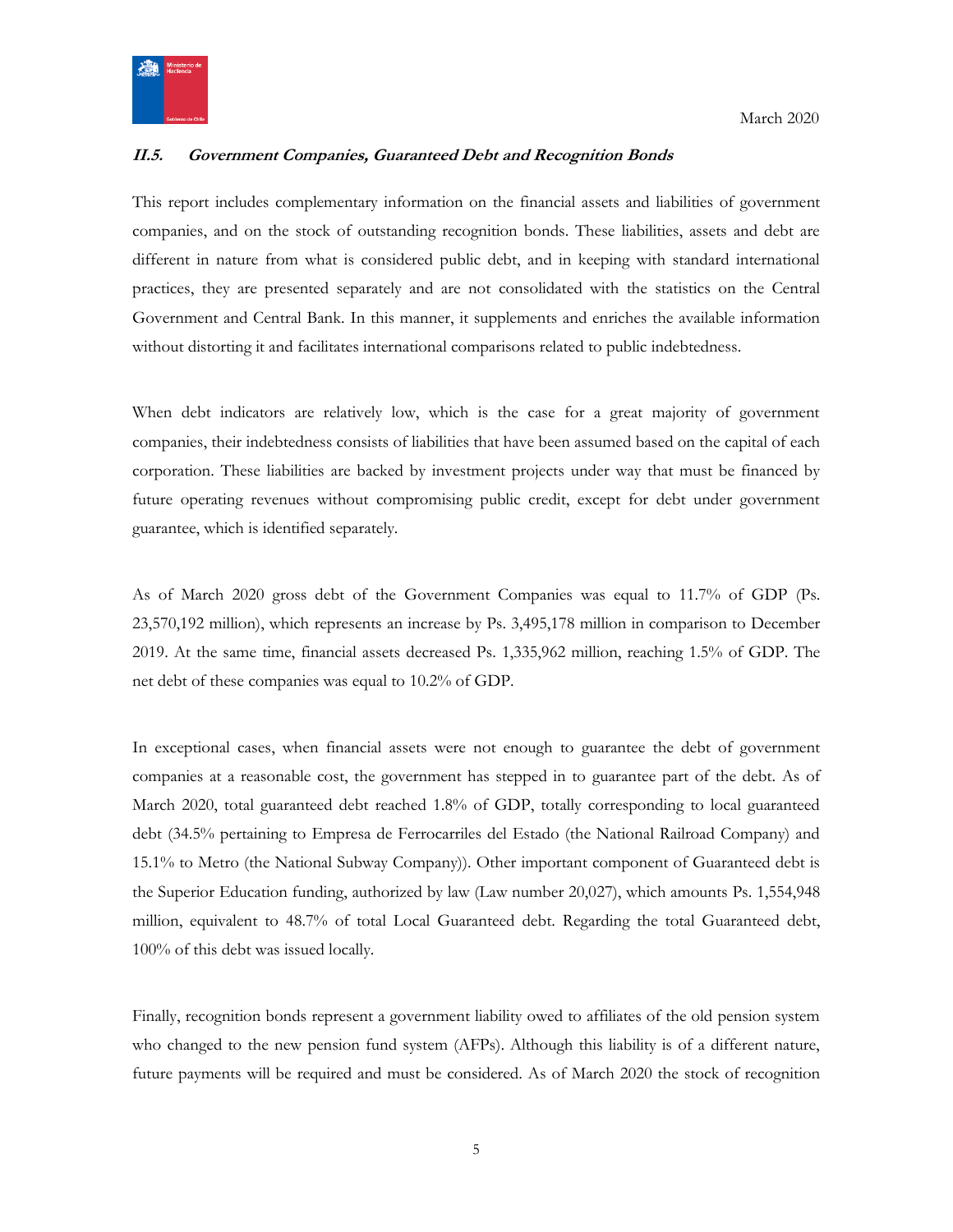### ***II.5. Government Companies, Guaranteed Debt and Recognition Bonds***

This report includes complementary information on the financial assets and liabilities of government companies, and on the stock of outstanding recognition bonds. These liabilities, assets and debt are different in nature from what is considered public debt, and in keeping with standard international practices, they are presented separately and are not consolidated with the statistics on the Central Government and Central Bank. In this manner, it supplements and enriches the available information without distorting it and facilitates international comparisons related to public indebtedness.

When debt indicators are relatively low, which is the case for a great majority of government companies, their indebtedness consists of liabilities that have been assumed based on the capital of each corporation. These liabilities are backed by investment projects under way that must be financed by future operating revenues without compromising public credit, except for debt under government guarantee, which is identified separately.

As of March 2020 gross debt of the Government Companies was equal to 11.7% of GDP (Ps. 23,570,192 million), which represents an increase by Ps. 3,495,178 million in comparison to December 2019. At the same time, financial assets decreased Ps. 1,335,962 million, reaching 1.5% of GDP. The net debt of these companies was equal to 10.2% of GDP.

In exceptional cases, when financial assets were not enough to guarantee the debt of government companies at a reasonable cost, the government has stepped in to guarantee part of the debt. As of March 2020, total guaranteed debt reached 1.8% of GDP, totally corresponding to local guaranteed debt (34.5% pertaining to Empresa de Ferrocarriles del Estado (the National Railroad Company) and 15.1% to Metro (the National Subway Company)). Other important component of Guaranteed debt is the Superior Education funding, authorized by law (Law number 20,027), which amounts Ps. 1,554,948 million, equivalent to 48.7% of total Local Guaranteed debt. Regarding the total Guaranteed debt, 100% of this debt was issued locally.

Finally, recognition bonds represent a government liability owed to affiliates of the old pension system who changed to the new pension fund system (AFPs). Although this liability is of a different nature, future payments will be required and must be considered. As of March 2020 the stock of recognition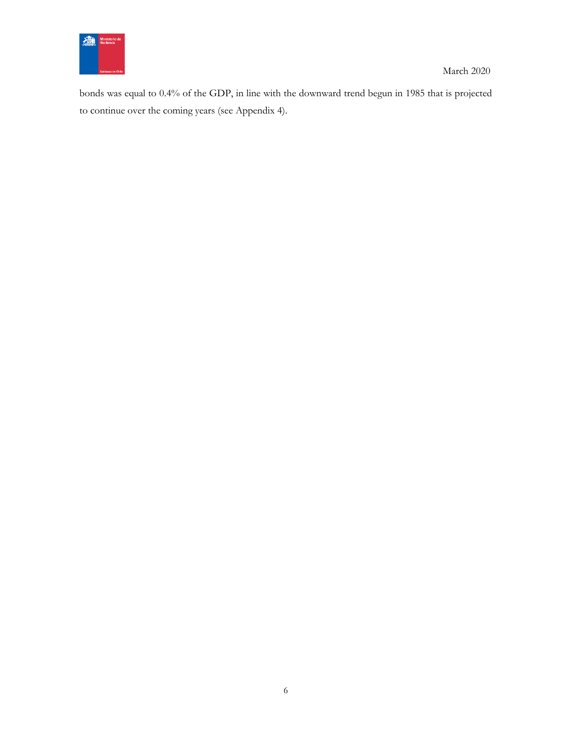bonds was equal to 0.4% of the GDP, in line with the downward trend begun in 1985 that is projected to continue over the coming years (see Appendix 4).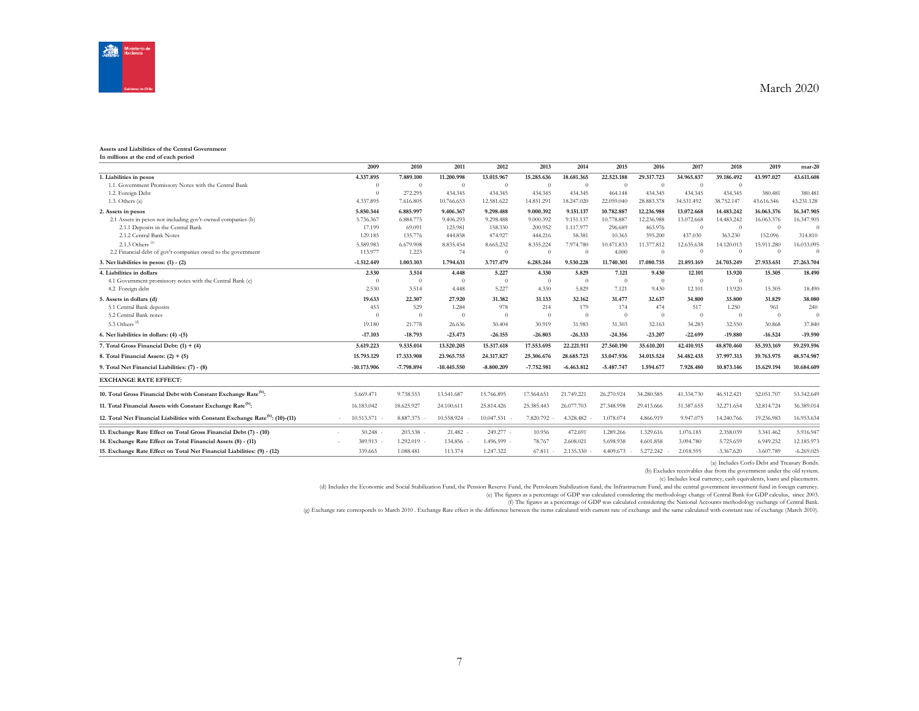March 2020

**Assets and Liabilities of the Central Government**
**In millions at the end of each period**

| | 2009 | 2010 | 2011 | 2012 | 2013 | 2014 | 2015 | 2016 | 2017 | 2018 | 2019 | mar-20 |
|---|---|---|---|---|---|---|---|---|---|---|---|---|
| **1. Liabilities in pesos** | **4.337.895** | **7.889.100** | **11.200.998** | **13.015.967** | **15.285.636** | **18.681.365** | **22.523.188** | **29.317.723** | **34.965.837** | **39.186.492** | **43.997.027** | **43.611.608** |
| 1.1. Government Promissory Notes with the Central Bank | 0 | 0 | 0 | 0 | 0 | 0 | 0 | 0 | 0 | 0 | | |
| 1.2. Foreign Debt | 0 | 272.295 | 434.345 | 434.345 | 434.345 | 434.345 | 464.148 | 434.345 | 434.345 | 434.345 | 380.481 | 380.481 |
| 1.3. Others (a) | 4.337.895 | 7.616.805 | 10.766.653 | 12.581.622 | 14.851.291 | 18.247.020 | 22.059.040 | 28.883.378 | 34.531.492 | 38.752.147 | 43.616.546 | 43.231.128 |
| **2. Assets in pesos** | **5.850.344** | **6.885.997** | **9.406.367** | **9.298.488** | **9.000.392** | **9.151.137** | **10.782.887** | **12.236.988** | **13.072.668** | **14.483.242** | **16.063.376** | **16.347.905** |
| 2.1 Assets in pesos not including gov't-owned companies (b) | 5.736.367 | 6.884.775 | 9.406.293 | 9.298.488 | 9.000.392 | 9.151.137 | 10.778.887 | 12.236.988 | 13.072.668 | 14.483.242 | 16.063.376 | 16.347.905 |
| 2.1.1 Deposits in the Central Bank | 17.199 | 69.091 | 125.981 | 158.330 | 200.952 | 1.117.977 | 296.689 | 463.976 | 0 | 0 | 0 | 0 |
| 2.1.2 Central Bank Notes | 129.185 | 135.776 | 444.858 | 474.927 | 444.216 | 58.381 | 10.365 | 395.200 | 437.030 | 363.230 | 152.096 | 314.810 |
| 2.1.3 Others [c] | 5.589.983 | 6.679.908 | 8.835.454 | 8.665.232 | 8.355.224 | 7.974.780 | 10.471.833 | 11.377.812 | 12.635.638 | 14.120.013 | 15.911.280 | 16.033.095 |
| 2.2 Financial debt of gov't companies owed to the government | 113.977 | 1.223 | 74 | 0 | 0 | 0 | 4.000 | 0 | 0 | 0 | 0 | 0 |
| **3. Net liabilities in pesos: (1) - (2)** | **-1.512.449** | **1.003.103** | **1.794.631** | **3.717.479** | **6.285.244** | **9.530.228** | **11.740.301** | **17.080.735** | **21.893.169** | **24.703.249** | **27.933.651** | **27.263.704** |
| **4. Liabilities in dollars** | **2.530** | **3.514** | **4.448** | **5.227** | **4.330** | **5.829** | **7.121** | **9.430** | **12.101** | **13.920** | **15.305** | **18.490** |
| 4.1 Government promissory notes with the Central Bank (c) | 0 | 0 | 0 | 0 | 0 | 0 | 0 | 0 | 0 | 0 | | |
| 4.2 Foreign debt | 2.530 | 3.514 | 4.448 | 5.227 | 4.330 | 5.829 | 7.121 | 9.430 | 12.101 | 13.920 | 15.305 | 18.490 |
| **5. Assets in dollars (d)** | **19.633** | **22.307** | **27.920** | **31.382** | **31.133** | **32.162** | **31.477** | **32.637** | **34.800** | **33.800** | **31.829** | **38.080** |
| 5.1 Central Bank deposits | 453 | 529 | 1.284 | 978 | 214 | 179 | 174 | 474 | 517 | 1.250 | 961 | 240 |
| 5.2 Central Bank notes | 0 | 0 | 0 | 0 | 0 | 0 | 0 | 0 | 0 | 0 | 0 | 0 |
| 5.3 Others [d] | 19.180 | 21.778 | 26.636 | 30.404 | 30.919 | 31.983 | 31.303 | 32.163 | 34.283 | 32.550 | 30.868 | 37.840 |
| **6. Net liabilities in dollars: (4) -(5)** | **-17.103** | **-18.793** | **-23.473** | **-26.155** | **-26.803** | **-26.333** | **-24.356** | **-23.207** | **-22.699** | **-19.880** | **-16.524** | **-19.590** |
| **7. Total Gross Financial Debt: (1) + (4)** | **5.619.223** | **9.535.014** | **13.520.205** | **15.517.618** | **17.553.695** | **22.221.911** | **27.560.190** | **35.610.201** | **42.410.915** | **48.870.460** | **55.393.169** | **59.259.596** |
| **8. Total Financial Assets: (2) + (5)** | **15.793.129** | **17.333.908** | **23.965.755** | **24.317.827** | **25.306.676** | **28.685.723** | **33.047.936** | **34.015.524** | **34.482.435** | **37.997.313** | **39.763.975** | **48.574.987** |
| **9. Total Net Financial Liabilities: (7) - (8)** | **-10.173.906** | **-7.798.894** | **-10.445.550** | **-8.800.209** | **-7.752.981** | **-6.463.812** | **-5.487.747** | **1.594.677** | **7.928.480** | **10.873.146** | **15.629.194** | **10.684.609** |
| **EXCHANGE RATE EFFECT:** | | | | | | | | | | | | |
| **10. Total Gross Financial Debt with Constant Exchange Rate[h]:** | 5.669.471 | 9.738.553 | 13.541.687 | 15.766.895 | 17.564.651 | 21.749.221 | 26.270.924 | 34.280.585 | 41.334.730 | 46.512.421 | 52.051.707 | 53.342.649 |
| **11. Total Financial Assets with Constant Exchange Rate[h]:** | 16.183.042 | 18.625.927 | 24.100.611 | 25.814.426 | 25.385.443 | 26.077.703 | 27.348.998 | 29.413.666 | 31.387.655 | 32.271.654 | 32.814.724 | 36.389.014 |
| **12. Total Net Financial Liabilities with Constant Exchange Rate[h]: (10)-(11)** | -10.513.571 | -8.887.375 | -10.558.924 | -10.047.531 | -7.820.792 | -4.328.482 | -1.078.074 | 4.866.919 | 9.947.075 | 14.240.766 | 19.236.983 | 16.953.634 |
| **13. Exchange Rate Effect on Total Gross Financial Debt (7) - (10)** | -50.248 | -203.538 | -21.482 | -249.277 | -10.956 | 472.691 | 1.289.266 | 1.329.616 | 1.076.185 | 2.358.039 | 3.341.462 | 5.916.947 |
| **14. Exchange Rate Effect on Total Financial Assets (8) - (11)** | -389.913 | -1.292.019 | -134.856 | -1.496.599 | -78.767 | 2.608.021 | 5.698.938 | 4.601.858 | 3.094.780 | 5.725.659 | 6.949.252 | 12.185.973 |
| **15. Exchange Rate Effect on Total Net Financial Liabilities: (9) - (12)** | 339.665 | 1.088.481 | 113.374 | 1.247.322 | 67.811 | -2.135.330 | -4.409.673 | -3.272.242 | -2.018.595 | -3.367.620 | -3.607.789 | -6.269.025 |

(a) Includes Corfo Debt and Treasury Bonds.

(b) Excludes receivables due from the government under the old system.

(c) Includes local currency, cash equivalents, loans and placements.

(d) Includes the Economic and Social Stabilization Fund, the Pension Reserve Fund, the Petroleum Stabilization fund, the Infrastructure Fund, and the central government investment fund in foreign currency.

(e) The figures as a percentage of GDP was calculated considering the methodology change of Central Bank for GDP calculus, since 2003.

(f) The figures as a percentage of GDP was calculated considering the National Accounts methodology exchange of Central Bank.

(g) Exchange rate corresponds to March 2010 . Exchange Rate effect is the difference between the items calculated with current rate of exchange and the same calculated with constant rate of exchange (March 2010).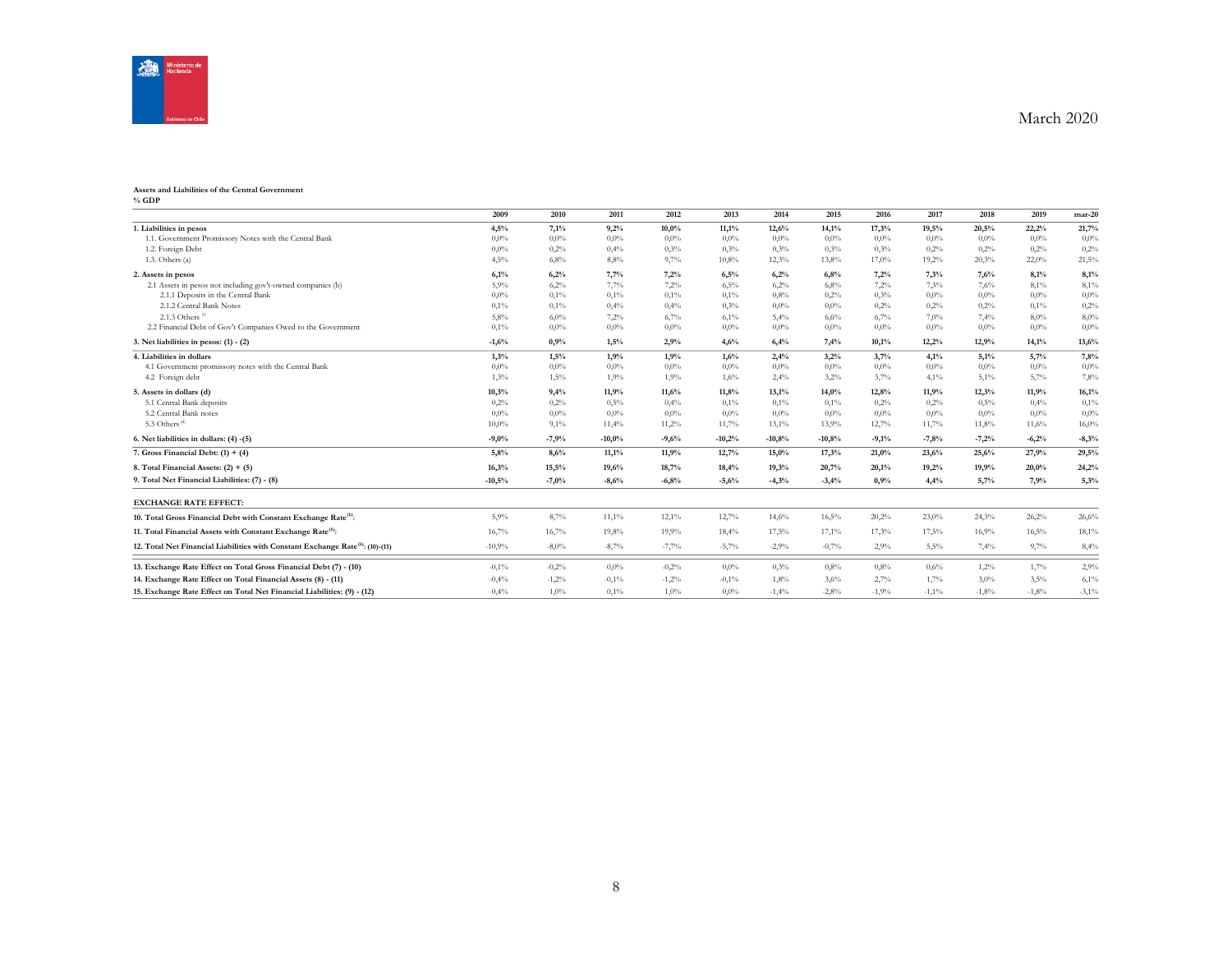March 2020

**Assets and Liabilities of the Central Government**
**% GDP**

| | 2009 | 2010 | 2011 | 2012 | 2013 | 2014 | 2015 | 2016 | 2017 | 2018 | 2019 | mar-20 |
|---|---|---|---|---|---|---|---|---|---|---|---|---|
| **1. Liabilities in pesos** | **4,5%** | **7,1%** | **9,2%** | **10,0%** | **11,1%** | **12,6%** | **14,1%** | **17,3%** | **19,5%** | **20,5%** | **22,2%** | **21,7%** |
| 1.1. Government Promissory Notes with the Central Bank | 0,0% | 0,0% | 0,0% | 0,0% | 0,0% | 0,0% | 0,0% | 0,0% | 0,0% | 0,0% | 0,0% | 0,0% |
| 1.2. Foreign Debt | 0,0% | 0,2% | 0,4% | 0,3% | 0,3% | 0,3% | 0,3% | 0,3% | 0,2% | 0,2% | 0,2% | 0,2% |
| 1.3. Others (a) | 4,5% | 6,8% | 8,8% | 9,7% | 10,8% | 12,3% | 13,8% | 17,0% | 19,2% | 20,3% | 22,0% | 21,5% |
| **2. Assets in pesos** | **6,1%** | **6,2%** | **7,7%** | **7,2%** | **6,5%** | **6,2%** | **6,8%** | **7,2%** | **7,3%** | **7,6%** | **8,1%** | **8,1%** |
| 2.1 Assets in pesos not including gov't-owned companies (b) | 5,9% | 6,2% | 7,7% | 7,2% | 6,5% | 6,2% | 6,8% | 7,2% | 7,3% | 7,6% | 8,1% | 8,1% |
| 2.1.1 Deposits in the Central Bank | 0,0% | 0,1% | 0,1% | 0,1% | 0,1% | 0,8% | 0,2% | 0,3% | 0,0% | 0,0% | 0,0% | 0,0% |
| 2.1.2 Central Bank Notes | 0,1% | 0,1% | 0,4% | 0,4% | 0,3% | 0,0% | 0,0% | 0,2% | 0,2% | 0,2% | 0,1% | 0,2% |
| 2.1.3 Others [c] | 5,8% | 6,0% | 7,2% | 6,7% | 6,1% | 5,4% | 6,6% | 6,7% | 7,0% | 7,4% | 8,0% | 8,0% |
| 2.2 Financial Debt of Gov't Companies Owed to the Government | 0,1% | 0,0% | 0,0% | 0,0% | 0,0% | 0,0% | 0,0% | 0,0% | 0,0% | 0,0% | 0,0% | 0,0% |
| **3. Net liabilities in pesos: (1) - (2)** | **-1,6%** | **0,9%** | **1,5%** | **2,9%** | **4,6%** | **6,4%** | **7,4%** | **10,1%** | **12,2%** | **12,9%** | **14,1%** | **13,6%** |
| **4. Liabilities in dollars** | **1,3%** | **1,5%** | **1,9%** | **1,9%** | **1,6%** | **2,4%** | **3,2%** | **3,7%** | **4,1%** | **5,1%** | **5,7%** | **7,8%** |
| 4.1 Government promissory notes with the Central Bank | 0,0% | 0,0% | 0,0% | 0,0% | 0,0% | 0,0% | 0,0% | 0,0% | 0,0% | 0,0% | 0,0% | 0,0% |
| 4.2 Foreign debt | 1,3% | 1,5% | 1,9% | 1,9% | 1,6% | 2,4% | 3,2% | 3,7% | 4,1% | 5,1% | 5,7% | 7,8% |
| **5. Assets in dollars (d)** | **10,3%** | **9,4%** | **11,9%** | **11,6%** | **11,8%** | **13,1%** | **14,0%** | **12,8%** | **11,9%** | **12,3%** | **11,9%** | **16,1%** |
| 5.1 Central Bank deposits | 0,2% | 0,2% | 0,5% | 0,4% | 0,1% | 0,1% | 0,1% | 0,2% | 0,2% | 0,5% | 0,4% | 0,1% |
| 5.2 Central Bank notes | 0,0% | 0,0% | 0,0% | 0,0% | 0,0% | 0,0% | 0,0% | 0,0% | 0,0% | 0,0% | 0,0% | 0,0% |
| 5.3 Others [d] | 10,0% | 9,1% | 11,4% | 11,2% | 11,7% | 13,1% | 13,9% | 12,7% | 11,7% | 11,8% | 11,6% | 16,0% |
| **6. Net liabilities in dollars: (4) -(5)** | **-9,0%** | **-7,9%** | **-10,0%** | **-9,6%** | **-10,2%** | **-10,8%** | **-10,8%** | **-9,1%** | **-7,8%** | **-7,2%** | **-6,2%** | **-8,3%** |
| **7. Gross Financial Debt: (1) + (4)** | **5,8%** | **8,6%** | **11,1%** | **11,9%** | **12,7%** | **15,0%** | **17,3%** | **21,0%** | **23,6%** | **25,6%** | **27,9%** | **29,5%** |
| **8. Total Financial Assets: (2) + (5)** | **16,3%** | **15,5%** | **19,6%** | **18,7%** | **18,4%** | **19,3%** | **20,7%** | **20,1%** | **19,2%** | **19,9%** | **20,0%** | **24,2%** |
| **9. Total Net Financial Liabilities: (7) - (8)** | **-10,5%** | **-7,0%** | **-8,6%** | **-6,8%** | **-5,6%** | **-4,3%** | **-3,4%** | **0,9%** | **4,4%** | **5,7%** | **7,9%** | **5,3%** |
| **EXCHANGE RATE EFFECT:** | | | | | | | | | | | | |
| **10. Total Gross Financial Debt with Constant Exchange Rate[h]:** | 5,9% | 8,7% | 11,1% | 12,1% | 12,7% | 14,6% | 16,5% | 20,2% | 23,0% | 24,3% | 26,2% | 26,6% |
| **11. Total Financial Assets with Constant Exchange Rate[h]:** | 16,7% | 16,7% | 19,8% | 19,9% | 18,4% | 17,5% | 17,1% | 17,3% | 17,5% | 16,9% | 16,5% | 18,1% |
| **12. Total Net Financial Liabilities with Constant Exchange Rate[h]: (10)-(11)** | -10,9% | -8,0% | -8,7% | -7,7% | -5,7% | -2,9% | -0,7% | 2,9% | 5,5% | 7,4% | 9,7% | 8,4% |
| **13. Exchange Rate Effect on Total Gross Financial Debt (7) - (10)** | -0,1% | -0,2% | 0,0% | -0,2% | 0,0% | 0,3% | 0,8% | 0,8% | 0,6% | 1,2% | 1,7% | 2,9% |
| **14. Exchange Rate Effect on Total Financial Assets (8) - (11)** | -0,4% | -1,2% | -0,1% | -1,2% | -0,1% | 1,8% | 3,6% | 2,7% | 1,7% | 3,0% | 3,5% | 6,1% |
| **15. Exchange Rate Effect on Total Net Financial Liabilities: (9) - (12)** | 0,4% | 1,0% | 0,1% | 1,0% | 0,0% | -1,4% | -2,8% | -1,9% | -1,1% | -1,8% | -1,8% | -3,1% |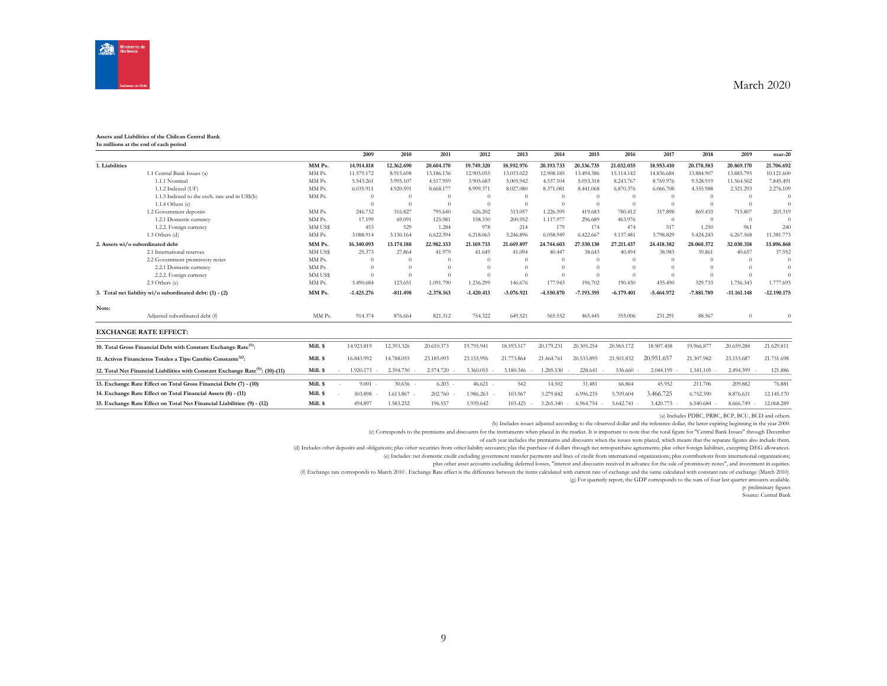March 2020

**Assets and Liabilities of the Chilean Central Bank**
**In millions at the end of each period**

| | | 2009 | 2010 | 2011 | 2012 | 2013 | 2014 | 2015 | 2016 | 2017 | 2018 | 2019 | mar-20 |
|---|---|---|---|---|---|---|---|---|---|---|---|---|---|
| **1. Liabilities** | **MM Ps.** | **14.914.818** | **12.362.690** | **20.604.170** | **19.749.320** | **18.592.976** | **20.193.733** | **20.336.735** | **21.032.035** | **18.953.410** | **20.178.583** | **20.869.170** | **21.706.692** |
| 1.1 Central Bank Issues (a) | MM Ps. | 11.579.172 | 8.915.698 | 13.186.136 | 12.905.055 | 13.033.022 | 12.908.185 | 13.494.386 | 15.114.142 | 14.836.684 | 13.884.907 | 13.885.795 | 10.121.600 |
| 1.1.1 Nominal | MM Ps. | 5.543.261 | 3.995.107 | 4.517.959 | 3.905.683 | 5.005.942 | 4.537.104 | 5.053.318 | 8.243.767 | 8.769.976 | 9.528.919 | 11.564.502 | 7.845.491 |
| 1.1.2 Indexed (UF) | MM Ps. | 6.035.911 | 4.920.591 | 8.668.177 | 8.999.371 | 8.027.080 | 8.371.081 | 8.441.068 | 6.870.376 | 6.066.708 | 4.355.988 | 2.321.293 | 2.276.109 |
| 1.1.3 Indexed to the exch. rate and in US$(b) | MM Ps. | 0 | 0 | 0 | 0 | 0 | 0 | 0 | 0 | 0 | 0 | 0 | 0 |
| 1.1.4 Others (c) | | 0 | 0 | 0 | 0 | 0 | 0 | 0 | 0 | 0 | 0 | 0 | 0 |
| 1.2 Government deposits | MM Ps. | 246.732 | 316.827 | 795.640 | 626.202 | 313.057 | 1.226.599 | 419.683 | 780.412 | 317.898 | 869.433 | 715.807 | 203.319 |
| 1.2.1 Domestic currency | MM Ps. | 17.199 | 69.091 | 125.981 | 158.330 | 200.952 | 1.117.977 | 296.689 | 463.976 | 0 | 0 | 0 | 0 |
| 1.2.2. Foreign currency | MM US$ | 453 | 529 | 1.284 | 978 | 214 | 179 | 174 | 474 | 517 | 1.250 | 961 | 240 |
| 1.3 Others (d) | MM Ps. | 3.088.914 | 3.130.164 | 6.622.394 | 6.218.063 | 5.246.896 | 6.058.949 | 6.422.667 | 5.137.481 | 3.798.829 | 5.424.243 | 6.267.568 | 11.381.773 |
| **2. Assets wi/o subordinated debt** | **MM Ps.** | **16.340.093** | **13.174.188** | **22.982.333** | **21.169.733** | **21.669.897** | **24.744.603** | **27.530.130** | **27.211.437** | **24.418.382** | **28.060.372** | **32.030.318** | **33.896.868** |
| 2.1 International reserves | MM US$ | 25.373 | 27.864 | 41.979 | 41.649 | 41.094 | 40.447 | 38.643 | 40.494 | 38.983 | 39.861 | 40.657 | 37.952 |
| 2.2 Government promissory notes | MM Ps. | 0 | 0 | 0 | 0 | 0 | 0 | 0 | 0 | 0 | 0 | 0 | 0 |
| 2.2.1 Domestic currency | MM Ps. | 0 | 0 | 0 | 0 | 0 | 0 | 0 | 0 | 0 | 0 | 0 | 0 |
| 2.2.2. Foreign currency | MM US$ | 0 | 0 | 0 | 0 | 0 | 0 | 0 | 0 | 0 | 0 | 0 | 0 |
| 2.3 Others (e) | MM Ps. | 3.490.684 | 123.651 | 1.091.790 | 1.236.299 | 146.676 | 177.943 | 196.702 | 190.430 | 435.490 | 329.733 | 1.756.343 | 1.777.693 |
| **3. Total net liability wi/o subordinated debt: (1) - (2)** | **MM Ps.** | **-1.425.276** | **-811.498** | **-2.378.163** | **-1.420.413** | **-3.076.921** | **-4.550.870** | **-7.193.395** | **-6.179.401** | **-5.464.972** | **-7.881.789** | **-11.161.148** | **-12.190.175** |
| **Note:** | | | | | | | | | | | | | |
| Adjusted subordinated debt (f) | MM Ps. | 914.374 | 876.664 | 821.312 | 754.322 | 649.521 | 565.552 | 465.445 | 355.006 | 231.291 | 88.567 | 0 | 0 |

**EXCHANGE RATE EFFECT:**

| | | 2009 | 2010 | 2011 | 2012 | 2013 | 2014 | 2015 | 2016 | 2017 | 2018 | 2019 | mar-20 |
|---|---|---|---|---|---|---|---|---|---|---|---|---|---|
| **10. Total Gross Financial Debt with Constant Exchange Rate[(h)]:** | **Mill. $** | 14.923.819 | 12.393.326 | 20.610.373 | 19.795.941 | 18.593.517 | 20.179.231 | 20.305.254 | 20.965.172 | 18.907.458 | 19.966.877 | 20.659.288 | 21.629.811 |
| **11. Activos Financieros Totales a Tipo Cambio Constante[(g)]:** | **Mill. $** | 16.843.992 | 14.788.055 | 23.185.093 | 23.155.996 | 21.773.864 | 21.464.761 | 20.533.895 | 21.501.832 | 20.951.657 | 21.307.982 | 23.153.687 | 21.751.698 |
| **12. Total Net Financial Liabilities with Constant Exchange Rate[(h)]: (10)-(11)** | **Mill. $** | -1.920.173 | -2.394.730 | -2.574.720 | -3.360.055 | -3.180.346 | -1.285.530 | -228.641 | -536.660 | -2.044.199 | -1.341.105 | -2.494.399 | -121.886 |
| **13. Exchange Rate Effect on Total Gross Financial Debt (7) - (10)** | **Mill. $** | -9.001 | -30.636 | -6.203 | -46.621 | -542 | 14.502 | 31.481 | 66.864 | 45.952 | 211.706 | 209.882 | 76.881 |
| **14. Exchange Rate Effect on Total Financial Assets (8) - (11)** | **Mill. $** | -503.898 | -1.613.867 | -202.760 | -1.986.263 | -103.967 | 3.279.842 | 6.996.235 | 5.709.604 | 3.466.725 | 6.752.390 | 8.876.631 | 12.145.170 |
| **15. Exchange Rate Effect on Total Net Financial Liabilities: (9) - (12)** | **Mill. $** | 494.897 | 1.583.232 | 196.557 | 1.939.642 | 103.425 | -3.265.340 | -6.964.754 | -5.642.741 | -3.420.773 | -6.540.684 | -8.666.749 | -12.068.289 |

(a) Includes PDBC, PRBC, BCP, BCU, BCD and others.

(b) Includes issues adjusted according to the observed dollar and the reference dollar, the latter expiring beginning in the year 2000.

(c) Corresponds to the premiums and discounts for the instruments when placed in the market. It is important to note that the total figure for "Central Bank Issues" through December of each year includes the premiums and discounts when the issues were placed, which means that the separate figures also include them.

(d) Includes other deposits and obligations; plus other securities from other liability accounts; plas the purchase of dollars through net retropurchase agreements; plus other foreign liabilities, excepting DEG allowances.

(e) Includes: net domestic credit excluding government transfer payments and lines of credit from international organizations; plus contributions from international organizations; plus other asset accounts excluding deferred losses, "interest and discounts received in advance for the sale of promissory notes", and investment in equities.

(f) Exchange rate corresponds to March 2010 . Exchange Rate effect is the difference between the items calculated with current rate of exchange and the same calculated with constant rate of exchange (March 2010).

(g) For quarterly report, the GDP corresponds to the sum of four last quarter amounts available.

p: preliminary figures

Source: Central Bank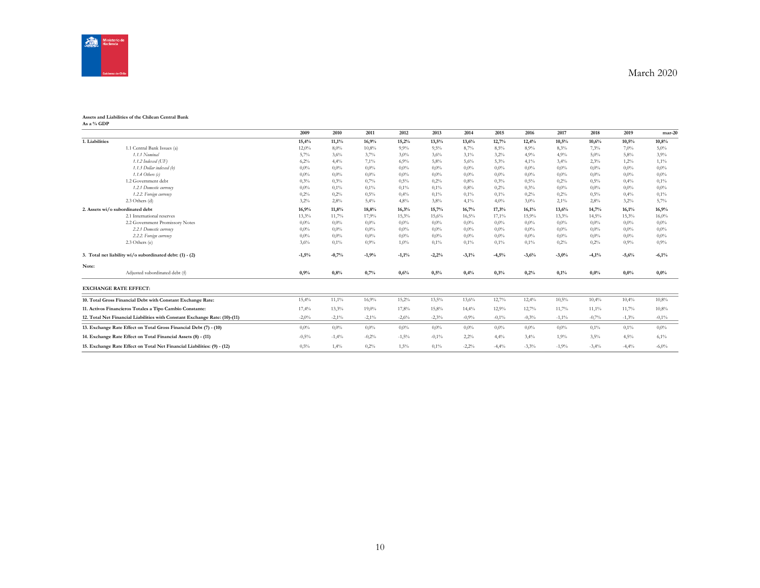March 2020

**Assets and Liabilities of the Chilean Central Bank**
**As a % GDP**

| | 2009 | 2010 | 2011 | 2012 | 2013 | 2014 | 2015 | 2016 | 2017 | 2018 | 2019 | mar-20 |
|---|---|---|---|---|---|---|---|---|---|---|---|---|
| **1. Liabilities** | **15,4%** | **11,1%** | **16,9%** | **15,2%** | **13,5%** | **13,6%** | **12,7%** | **12,4%** | **10,5%** | **10,6%** | **10,5%** | **10,8%** |
| 1.1 Central Bank Issues (a) | 12,0% | 8,0% | 10,8% | 9,9% | 9,5% | 8,7% | 8,5% | 8,9% | 8,3% | 7,3% | 7,0% | 5,0% |
| *1.1.1 Nominal* | 5,7% | 3,6% | 3,7% | 3,0% | 3,6% | 3,1% | 3,2% | 4,9% | 4,9% | 5,0% | 5,8% | 3,9% |
| *1.1.2 Indexed (UF)* | 6,2% | 4,4% | 7,1% | 6,9% | 5,8% | 5,6% | 5,3% | 4,1% | 3,4% | 2,3% | 1,2% | 1,1% |
| *1.1.3 Dollar indexed (b)* | 0,0% | 0,0% | 0,0% | 0,0% | 0,0% | 0,0% | 0,0% | 0,0% | 0,0% | 0,0% | 0,0% | 0,0% |
| *1.1.4 Others (c)* | 0,0% | 0,0% | 0,0% | 0,0% | 0,0% | 0,0% | 0,0% | 0,0% | 0,0% | 0,0% | 0,0% | 0,0% |
| 1.2 Government debt | 0,3% | 0,3% | 0,7% | 0,5% | 0,2% | 0,8% | 0,3% | 0,5% | 0,2% | 0,5% | 0,4% | 0,1% |
| *1.2.1 Domestic currency* | 0,0% | 0,1% | 0,1% | 0,1% | 0,1% | 0,8% | 0,2% | 0,3% | 0,0% | 0,0% | 0,0% | 0,0% |
| *1.2.2. Foreign currency* | 0,2% | 0,2% | 0,5% | 0,4% | 0,1% | 0,1% | 0,1% | 0,2% | 0,2% | 0,5% | 0,4% | 0,1% |
| 2.3 Others (d) | 3,2% | 2,8% | 5,4% | 4,8% | 3,8% | 4,1% | 4,0% | 3,0% | 2,1% | 2,8% | 3,2% | 5,7% |
| **2. Assets wi/o subordinated debt** | **16,9%** | **11,8%** | **18,8%** | **16,3%** | **15,7%** | **16,7%** | **17,3%** | **16,1%** | **13,6%** | **14,7%** | **16,1%** | **16,9%** |
| 2.1 International reserves | 13,3% | 11,7% | 17,9% | 15,3% | 15,6% | 16,5% | 17,1% | 15,9% | 13,3% | 14,5% | 15,3% | 16,0% |
| 2.2 Government Promissory Notes | 0,0% | 0,0% | 0,0% | 0,0% | 0,0% | 0,0% | 0,0% | 0,0% | 0,0% | 0,0% | 0,0% | 0,0% |
| *2.2.1 Domestic currency* | 0,0% | 0,0% | 0,0% | 0,0% | 0,0% | 0,0% | 0,0% | 0,0% | 0,0% | 0,0% | 0,0% | 0,0% |
| *2.2.2. Foreign currency* | 0,0% | 0,0% | 0,0% | 0,0% | 0,0% | 0,0% | 0,0% | 0,0% | 0,0% | 0,0% | 0,0% | 0,0% |
| 2.3 Others (e) | 3,6% | 0,1% | 0,9% | 1,0% | 0,1% | 0,1% | 0,1% | 0,1% | 0,2% | 0,2% | 0,9% | 0,9% |
| **3. Total net liability wi/o subordinated debt: (1) - (2)** | **-1,5%** | **-0,7%** | **-1,9%** | **-1,1%** | **-2,2%** | **-3,1%** | **-4,5%** | **-3,6%** | **-3,0%** | **-4,1%** | **-5,6%** | **-6,1%** |
| **Note:** | | | | | | | | | | | | |
| Adjusted subordinated debt (f) | **0,9%** | **0,8%** | **0,7%** | **0,6%** | **0,5%** | **0,4%** | **0,3%** | **0,2%** | **0,1%** | **0,0%** | **0,0%** | **0,0%** |
| **EXCHANGE RATE EFFECT:** | | | | | | | | | | | | |
| **10. Total Gross Financial Debt with Constant Exchange Rate:** | 15,4% | 11,1% | 16,9% | 15,2% | 13,5% | 13,6% | 12,7% | 12,4% | 10,5% | 10,4% | 10,4% | 10,8% |
| **11. Activos Financieros Totales a Tipo Cambio Constante:** | 17,4% | 13,3% | 19,0% | 17,8% | 15,8% | 14,4% | 12,9% | 12,7% | 11,7% | 11,1% | 11,7% | 10,8% |
| **12. Total Net Financial Liabilities with Constant Exchange Rate: (10)-(11)** | -2,0% | -2,1% | -2,1% | -2,6% | -2,3% | -0,9% | -0,1% | -0,3% | -1,1% | -0,7% | -1,3% | -0,1% |
| **13. Exchange Rate Effect on Total Gross Financial Debt (7) - (10)** | 0,0% | 0,0% | 0,0% | 0,0% | 0,0% | 0,0% | 0,0% | 0,0% | 0,0% | 0,1% | 0,1% | 0,0% |
| **14. Exchange Rate Effect on Total Financial Assets (8) - (11)** | -0,5% | -1,4% | -0,2% | -1,5% | -0,1% | 2,2% | 4,4% | 3,4% | 1,9% | 3,5% | 4,5% | 6,1% |
| **15. Exchange Rate Effect on Total Net Financial Liabilities: (9) - (12)** | 0,5% | 1,4% | 0,2% | 1,5% | 0,1% | -2,2% | -4,4% | -3,3% | -1,9% | -3,4% | -4,4% | -6,0% |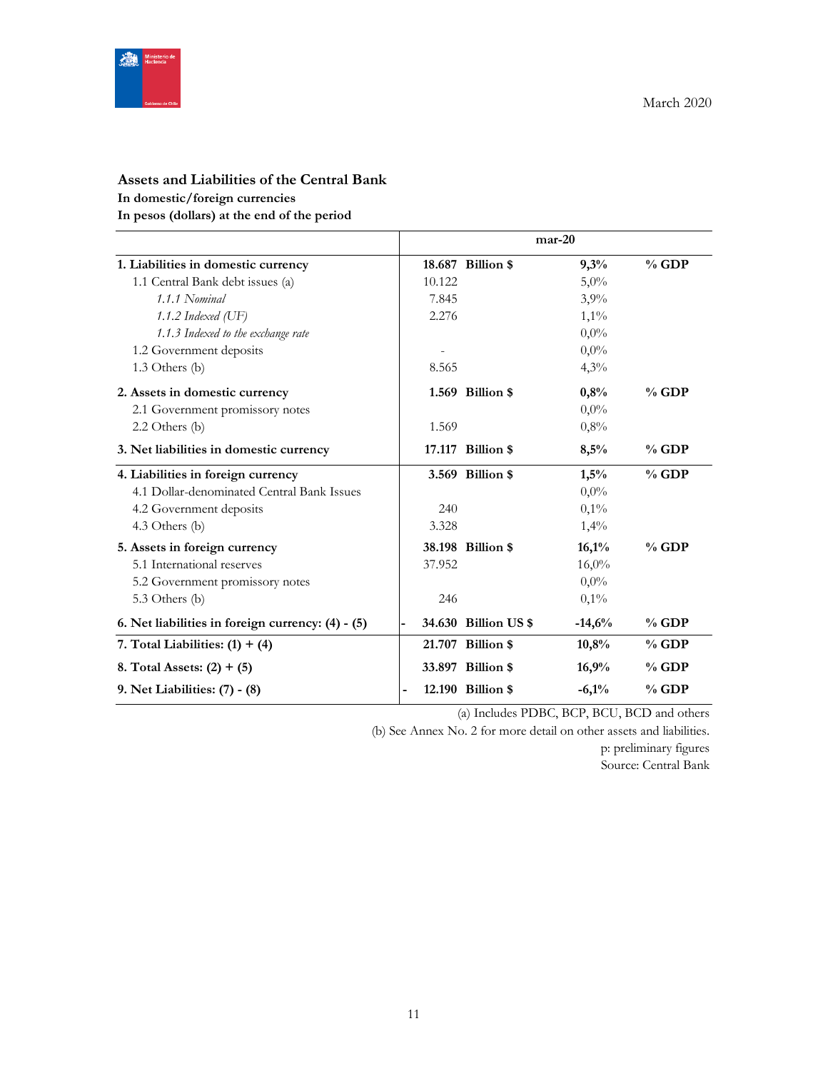March 2020

**Assets and Liabilities of the Central Bank**
**In domestic/foreign currencies**
**In pesos (dollars) at the end of the period**

| | mar-20 | | | |
|---|---|---|---|---|
| **1. Liabilities in domestic currency** | **18.687** | **Billion $** | **9,3%** | **% GDP** |
| 1.1 Central Bank debt issues (a) | 10.122 | | 5,0% | |
| *1.1.1 Nominal* | 7.845 | | 3,9% | |
| *1.1.2 Indexed (UF)* | 2.276 | | 1,1% | |
| *1.1.3 Indexed to the exchange rate* | | | 0,0% | |
| 1.2 Government deposits | - | | 0,0% | |
| 1.3 Others (b) | 8.565 | | 4,3% | |
| **2. Assets in domestic currency** | **1.569** | **Billion $** | **0,8%** | **% GDP** |
| 2.1 Government promissory notes | | | 0,0% | |
| 2.2 Others (b) | 1.569 | | 0,8% | |
| **3. Net liabilities in domestic currency** | **17.117** | **Billion $** | **8,5%** | **% GDP** |
| **4. Liabilities in foreign currency** | **3.569** | **Billion $** | **1,5%** | **% GDP** |
| 4.1 Dollar-denominated Central Bank Issues | | | 0,0% | |
| 4.2 Government deposits | 240 | | 0,1% | |
| 4.3 Others (b) | 3.328 | | 1,4% | |
| **5. Assets in foreign currency** | **38.198** | **Billion $** | **16,1%** | **% GDP** |
| 5.1 International reserves | 37.952 | | 16,0% | |
| 5.2 Government promissory notes | | | 0,0% | |
| 5.3 Others (b) | 246 | | 0,1% | |
| **6. Net liabilities in foreign currency: (4) - (5)** | **- 34.630** | **Billion US $** | **-14,6%** | **% GDP** |
| **7. Total Liabilities: (1) + (4)** | **21.707** | **Billion $** | **10,8%** | **% GDP** |
| **8. Total Assets: (2) + (5)** | **33.897** | **Billion $** | **16,9%** | **% GDP** |
| **9. Net Liabilities: (7) - (8)** | **- 12.190** | **Billion $** | **-6,1%** | **% GDP** |

(a) Includes PDBC, BCP, BCU, BCD and others

(b) See Annex No. 2 for more detail on other assets and liabilities.

p: preliminary figures

Source: Central Bank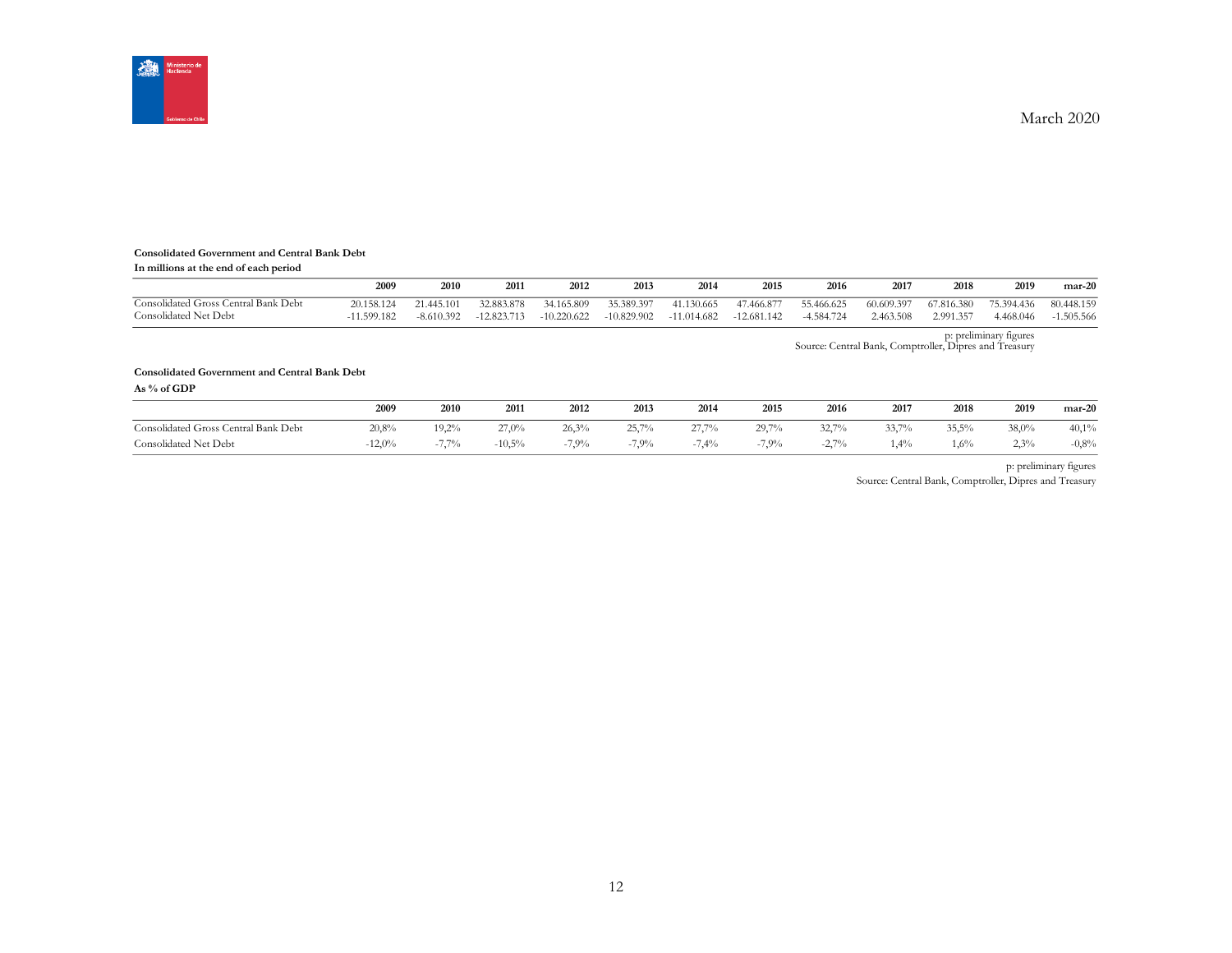March 2020

**Consolidated Government and Central Bank Debt**

**In millions at the end of each period**

| | 2009 | 2010 | 2011 | 2012 | 2013 | 2014 | 2015 | 2016 | 2017 | 2018 | 2019 | mar-20 |
|---|---|---|---|---|---|---|---|---|---|---|---|---|
| Consolidated Gross Central Bank Debt | 20.158.124 | 21.445.101 | 32.883.878 | 34.165.809 | 35.389.397 | 41.130.665 | 47.466.877 | 55.466.625 | 60.609.397 | 67.816.380 | 75.394.436 | 80.448.159 |
| Consolidated Net Debt | -11.599.182 | -8.610.392 | -12.823.713 | -10.220.622 | -10.829.902 | -11.014.682 | -12.681.142 | -4.584.724 | 2.463.508 | 2.991.357 | 4.468.046 | -1.505.566 |

p: preliminary figures
Source: Central Bank, Comptroller, Dipres and Treasury

**Consolidated Government and Central Bank Debt**

**As % of GDP**

| | 2009 | 2010 | 2011 | 2012 | 2013 | 2014 | 2015 | 2016 | 2017 | 2018 | 2019 | mar-20 |
|---|---|---|---|---|---|---|---|---|---|---|---|---|
| Consolidated Gross Central Bank Debt | 20,8% | 19,2% | 27,0% | 26,3% | 25,7% | 27,7% | 29,7% | 32,7% | 33,7% | 35,5% | 38,0% | 40,1% |
| Consolidated Net Debt | -12,0% | -7,7% | -10,5% | -7,9% | -7,9% | -7,4% | -7,9% | -2,7% | 1,4% | 1,6% | 2,3% | -0,8% |

p: preliminary figures
Source: Central Bank, Comptroller, Dipres and Treasury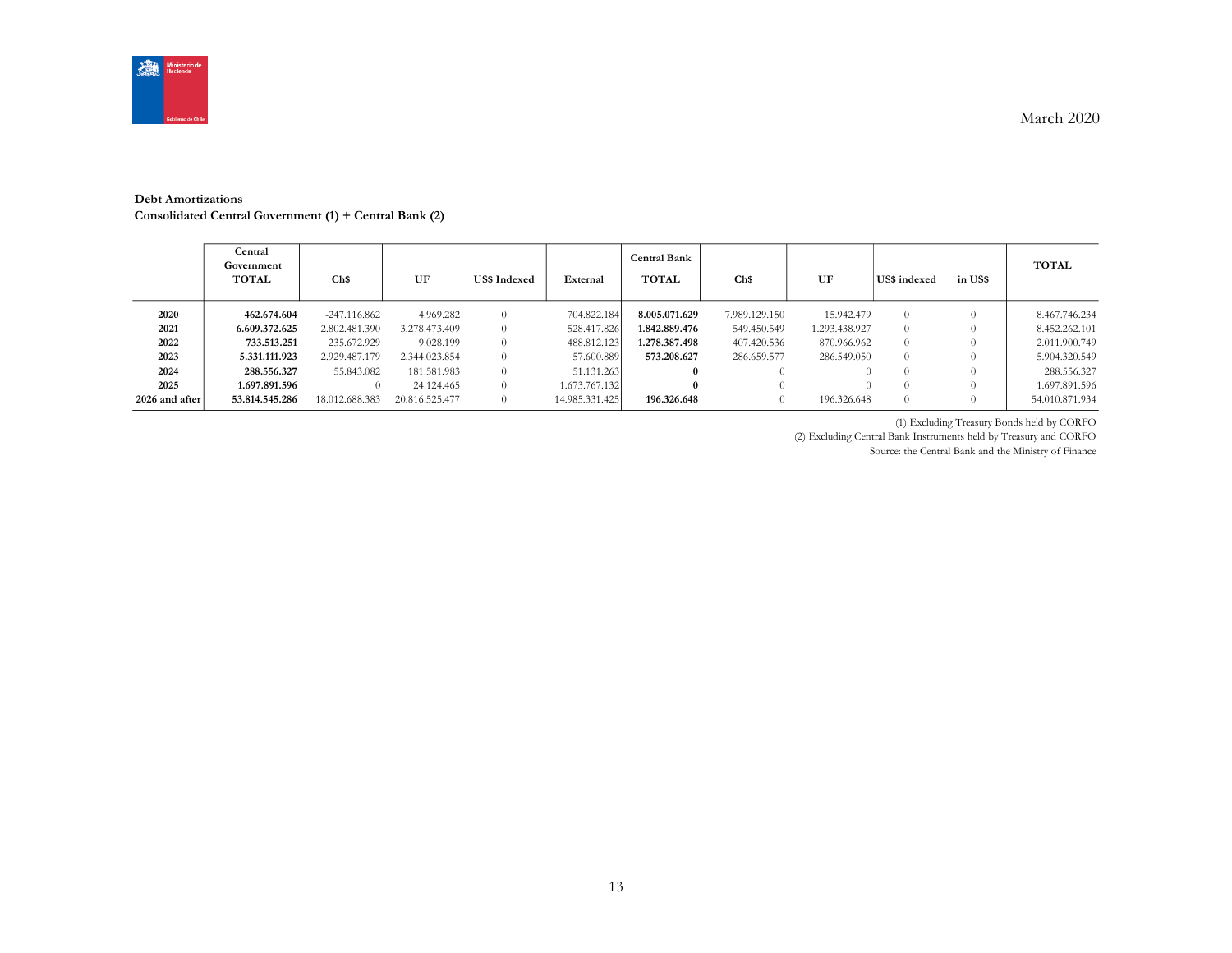March 2020

**Debt Amortizations**
**Consolidated Central Government (1) + Central Bank (2)**

| | Central Government TOTAL | Ch$ | UF | US$ Indexed | External | Central Bank TOTAL | Ch$ | UF | US$ indexed | in US$ | TOTAL |
|---|---|---|---|---|---|---|---|---|---|---|---|
| **2020** | **462.674.604** | -247.116.862 | 4.969.282 | 0 | 704.822.184 | **8.005.071.629** | 7.989.129.150 | 15.942.479 | 0 | 0 | 8.467.746.234 |
| **2021** | **6.609.372.625** | 2.802.481.390 | 3.278.473.409 | 0 | 528.417.826 | **1.842.889.476** | 549.450.549 | 1.293.438.927 | 0 | 0 | 8.452.262.101 |
| **2022** | **733.513.251** | 235.672.929 | 9.028.199 | 0 | 488.812.123 | **1.278.387.498** | 407.420.536 | 870.966.962 | 0 | 0 | 2.011.900.749 |
| **2023** | **5.331.111.923** | 2.929.487.179 | 2.344.023.854 | 0 | 57.600.889 | **573.208.627** | 286.659.577 | 286.549.050 | 0 | 0 | 5.904.320.549 |
| **2024** | **288.556.327** | 55.843.082 | 181.581.983 | 0 | 51.131.263 | **0** | 0 | 0 | 0 | 0 | 288.556.327 |
| **2025** | **1.697.891.596** | 0 | 24.124.465 | 0 | 1.673.767.132 | **0** | 0 | 0 | 0 | 0 | 1.697.891.596 |
| **2026 and after** | **53.814.545.286** | 18.012.688.383 | 20.816.525.477 | 0 | 14.985.331.425 | **196.326.648** | 0 | 196.326.648 | 0 | 0 | 54.010.871.934 |

(1) Excluding Treasury Bonds held by CORFO

(2) Excluding Central Bank Instruments held by Treasury and CORFO

Source: the Central Bank and the Ministry of Finance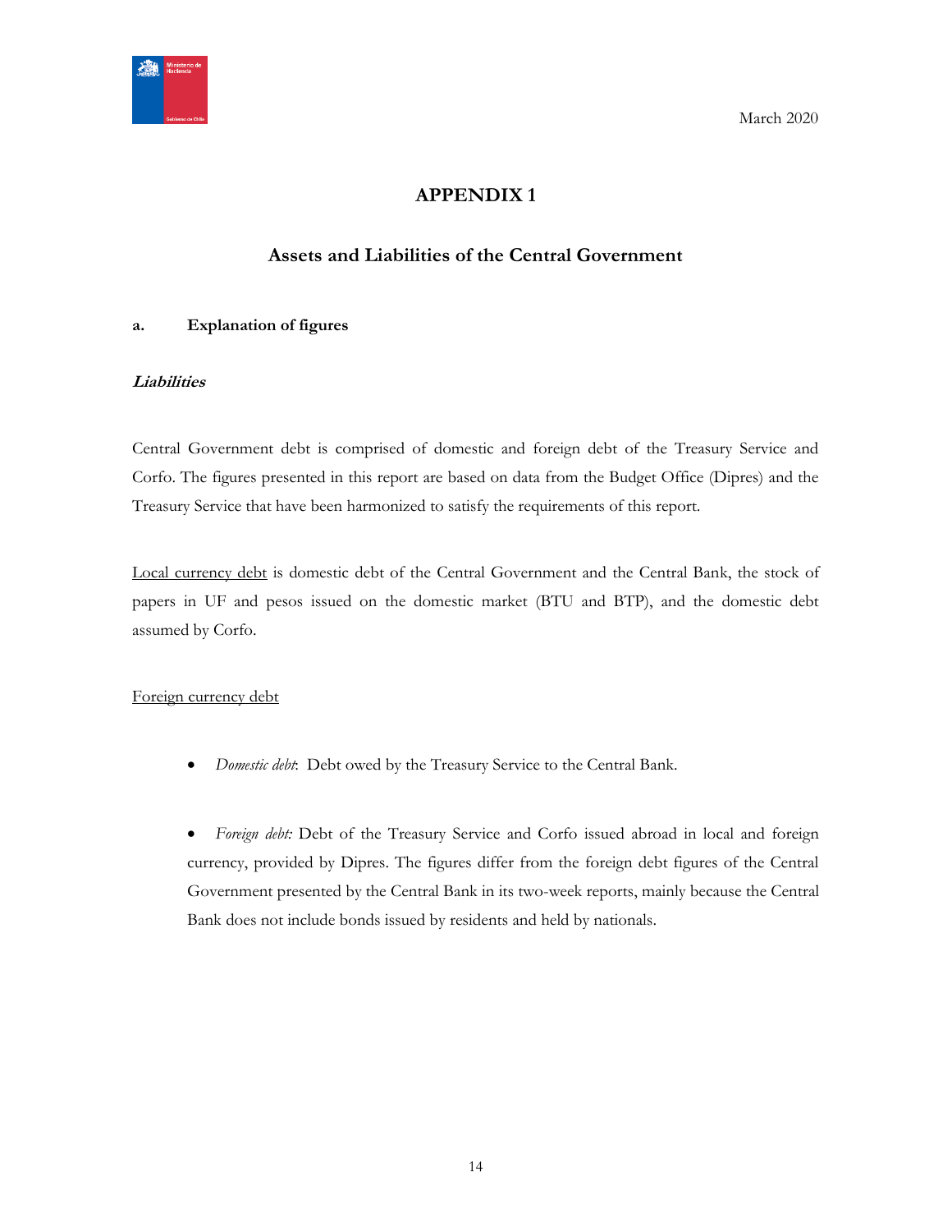# APPENDIX 1

## Assets and Liabilities of the Central Government

### a. Explanation of figures

***Liabilities***

Central Government debt is comprised of domestic and foreign debt of the Treasury Service and Corfo. The figures presented in this report are based on data from the Budget Office (Dipres) and the Treasury Service that have been harmonized to satisfy the requirements of this report.

<u>Local currency debt</u> is domestic debt of the Central Government and the Central Bank, the stock of papers in UF and pesos issued on the domestic market (BTU and BTP), and the domestic debt assumed by Corfo.

<u>Foreign currency debt</u>

- *Domestic debt*: Debt owed by the Treasury Service to the Central Bank.

- *Foreign debt:* Debt of the Treasury Service and Corfo issued abroad in local and foreign currency, provided by Dipres. The figures differ from the foreign debt figures of the Central Government presented by the Central Bank in its two-week reports, mainly because the Central Bank does not include bonds issued by residents and held by nationals.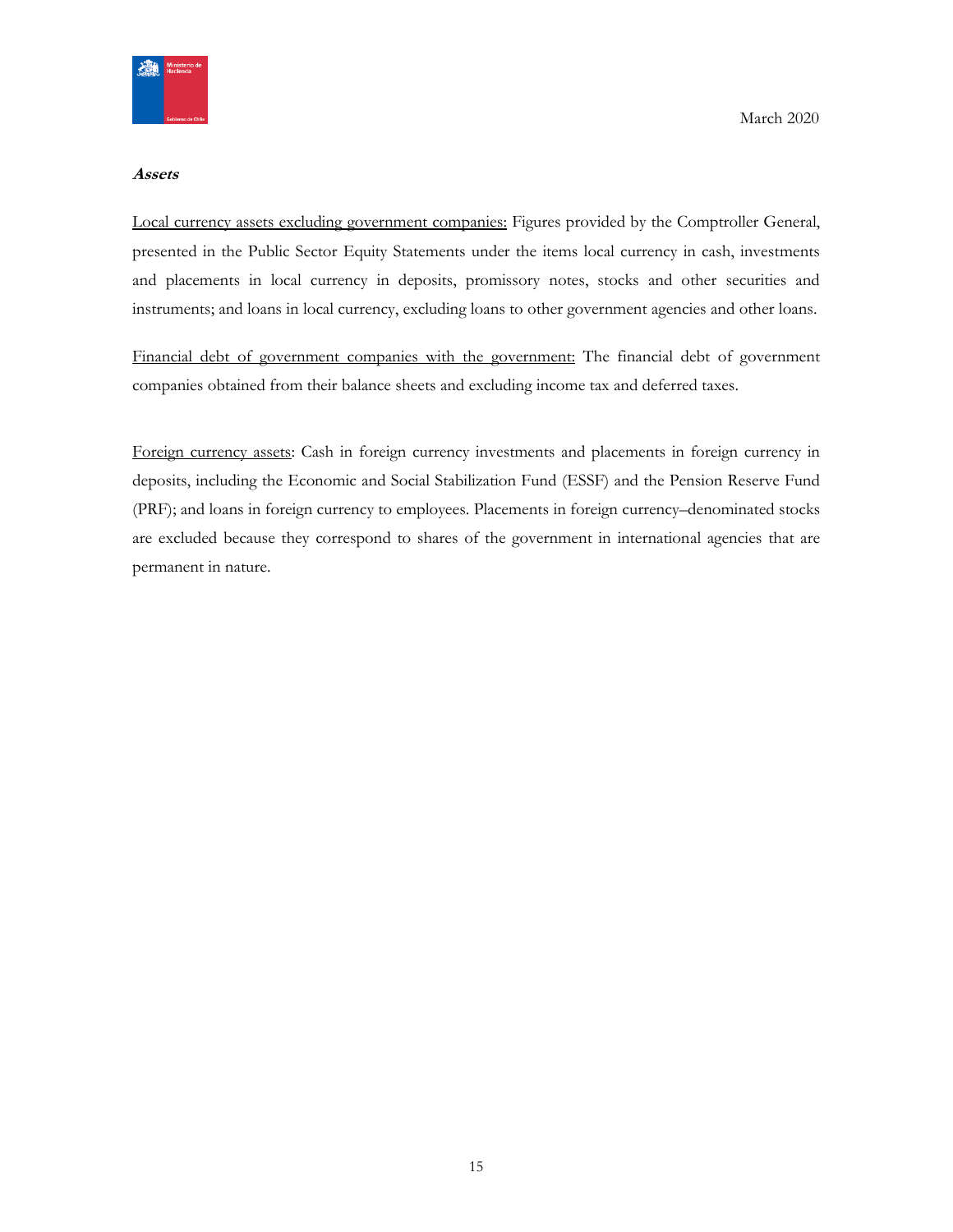***Assets***

Local currency assets excluding government companies: Figures provided by the Comptroller General, presented in the Public Sector Equity Statements under the items local currency in cash, investments and placements in local currency in deposits, promissory notes, stocks and other securities and instruments; and loans in local currency, excluding loans to other government agencies and other loans.

Financial debt of government companies with the government: The financial debt of government companies obtained from their balance sheets and excluding income tax and deferred taxes.

Foreign currency assets: Cash in foreign currency investments and placements in foreign currency in deposits, including the Economic and Social Stabilization Fund (ESSF) and the Pension Reserve Fund (PRF); and loans in foreign currency to employees. Placements in foreign currency–denominated stocks are excluded because they correspond to shares of the government in international agencies that are permanent in nature.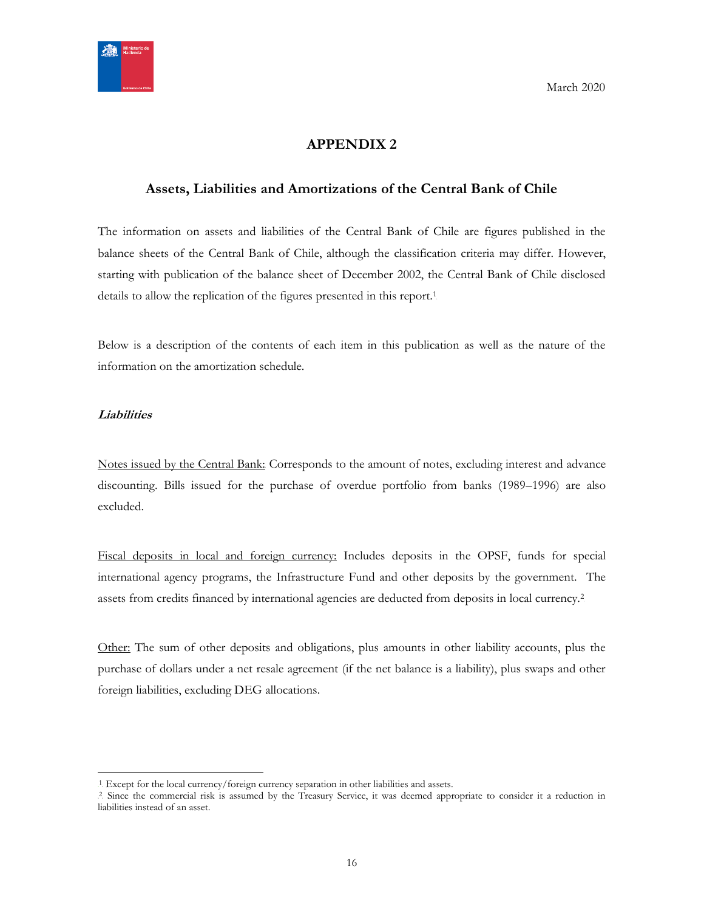March 2020

## APPENDIX 2

### Assets, Liabilities and Amortizations of the Central Bank of Chile

The information on assets and liabilities of the Central Bank of Chile are figures published in the balance sheets of the Central Bank of Chile, although the classification criteria may differ. However, starting with publication of the balance sheet of December 2002, the Central Bank of Chile disclosed details to allow the replication of the figures presented in this report.[1]

Below is a description of the contents of each item in this publication as well as the nature of the information on the amortization schedule.

***Liabilities***

Notes issued by the Central Bank: Corresponds to the amount of notes, excluding interest and advance discounting. Bills issued for the purchase of overdue portfolio from banks (1989–1996) are also excluded.

Fiscal deposits in local and foreign currency: Includes deposits in the OPSF, funds for special international agency programs, the Infrastructure Fund and other deposits by the government. The assets from credits financed by international agencies are deducted from deposits in local currency.[2]

Other: The sum of other deposits and obligations, plus amounts in other liability accounts, plus the purchase of dollars under a net resale agreement (if the net balance is a liability), plus swaps and other foreign liabilities, excluding DEG allocations.

---

[1] Except for the local currency/foreign currency separation in other liabilities and assets.

[2] Since the commercial risk is assumed by the Treasury Service, it was deemed appropriate to consider it a reduction in liabilities instead of an asset.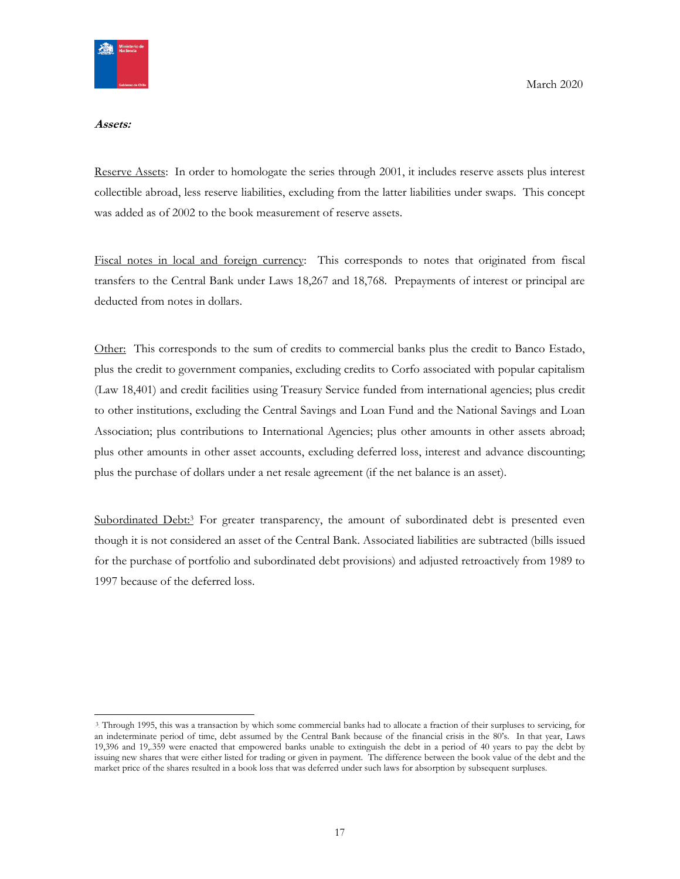***Assets:***

Reserve Assets: In order to homologate the series through 2001, it includes reserve assets plus interest collectible abroad, less reserve liabilities, excluding from the latter liabilities under swaps. This concept was added as of 2002 to the book measurement of reserve assets.

Fiscal notes in local and foreign currency: This corresponds to notes that originated from fiscal transfers to the Central Bank under Laws 18,267 and 18,768. Prepayments of interest or principal are deducted from notes in dollars.

Other: This corresponds to the sum of credits to commercial banks plus the credit to Banco Estado, plus the credit to government companies, excluding credits to Corfo associated with popular capitalism (Law 18,401) and credit facilities using Treasury Service funded from international agencies; plus credit to other institutions, excluding the Central Savings and Loan Fund and the National Savings and Loan Association; plus contributions to International Agencies; plus other amounts in other assets abroad; plus other amounts in other asset accounts, excluding deferred loss, interest and advance discounting; plus the purchase of dollars under a net resale agreement (if the net balance is an asset).

Subordinated Debt:[3] For greater transparency, the amount of subordinated debt is presented even though it is not considered an asset of the Central Bank. Associated liabilities are subtracted (bills issued for the purchase of portfolio and subordinated debt provisions) and adjusted retroactively from 1989 to 1997 because of the deferred loss.

---

[3] Through 1995, this was a transaction by which some commercial banks had to allocate a fraction of their surpluses to servicing, for an indeterminate period of time, debt assumed by the Central Bank because of the financial crisis in the 80's. In that year, Laws 19,396 and 19,.359 were enacted that empowered banks unable to extinguish the debt in a period of 40 years to pay the debt by issuing new shares that were either listed for trading or given in payment. The difference between the book value of the debt and the market price of the shares resulted in a book loss that was deferred under such laws for absorption by subsequent surpluses.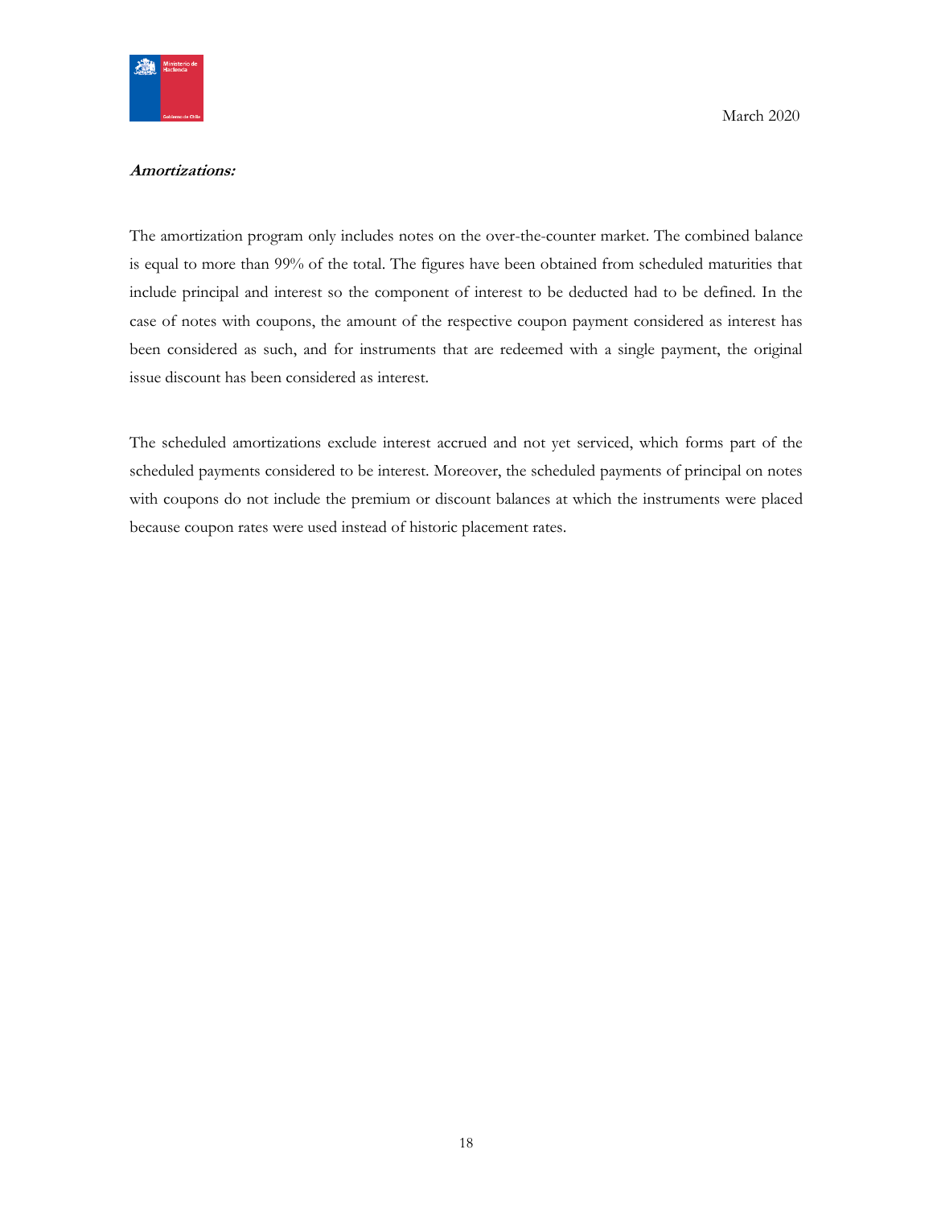***Amortizations:***

The amortization program only includes notes on the over-the-counter market. The combined balance is equal to more than 99% of the total. The figures have been obtained from scheduled maturities that include principal and interest so the component of interest to be deducted had to be defined. In the case of notes with coupons, the amount of the respective coupon payment considered as interest has been considered as such, and for instruments that are redeemed with a single payment, the original issue discount has been considered as interest.

The scheduled amortizations exclude interest accrued and not yet serviced, which forms part of the scheduled payments considered to be interest. Moreover, the scheduled payments of principal on notes with coupons do not include the premium or discount balances at which the instruments were placed because coupon rates were used instead of historic placement rates.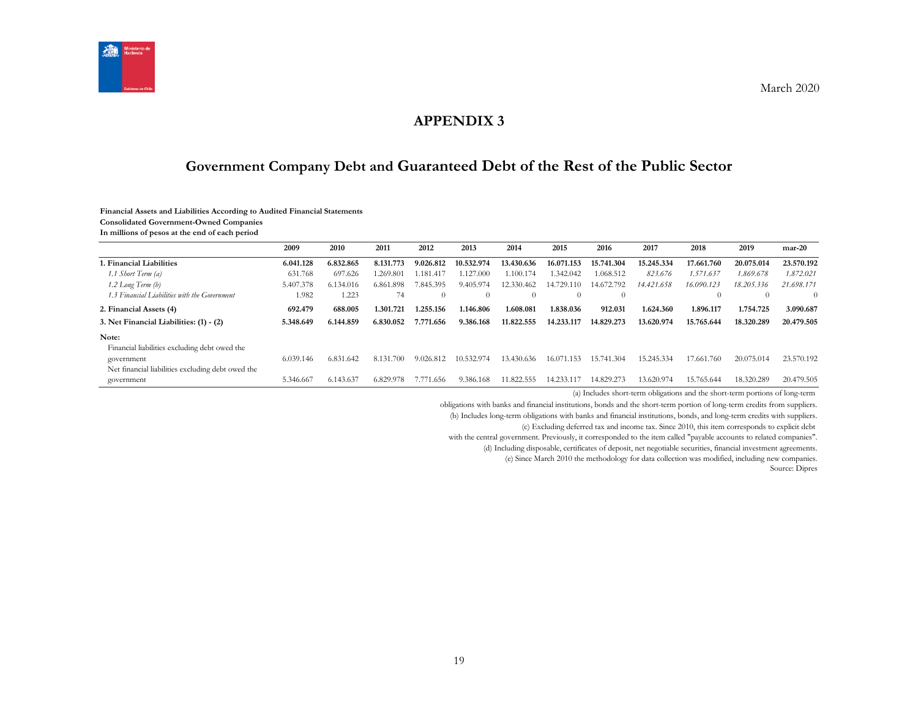March 2020

# APPENDIX 3

## Government Company Debt and Guaranteed Debt of the Rest of the Public Sector

**Financial Assets and Liabilities According to Audited Financial Statements**
**Consolidated Government-Owned Companies**
**In millions of pesos at the end of each period**

| | 2009 | 2010 | 2011 | 2012 | 2013 | 2014 | 2015 | 2016 | 2017 | 2018 | 2019 | mar-20 |
|---|---|---|---|---|---|---|---|---|---|---|---|---|
| **1. Financial Liabilities** | **6.041.128** | **6.832.865** | **8.131.773** | **9.026.812** | **10.532.974** | **13.430.636** | **16.071.153** | **15.741.304** | **15.245.334** | **17.661.760** | **20.075.014** | **23.570.192** |
| *1.1 Short Term (a)* | 631.768 | 697.626 | 1.269.801 | 1.181.417 | 1.127.000 | 1.100.174 | 1.342.042 | 1.068.512 | *823.676* | *1.571.637* | *1.869.678* | *1.872.021* |
| *1.2 Long Term (b)* | 5.407.378 | 6.134.016 | 6.861.898 | 7.845.395 | 9.405.974 | 12.330.462 | 14.729.110 | 14.672.792 | *14.421.658* | *16.090.123* | *18.205.336* | *21.698.171* |
| *1.3 Financial Liabilities with the Government* | 1.982 | 1.223 | 74 | 0 | 0 | 0 | 0 | 0 | | 0 | 0 | 0 |
| **2. Financial Assets (4)** | **692.479** | **688.005** | **1.301.721** | **1.255.156** | **1.146.806** | **1.608.081** | **1.838.036** | **912.031** | **1.624.360** | **1.896.117** | **1.754.725** | **3.090.687** |
| **3. Net Financial Liabilities: (1) - (2)** | **5.348.649** | **6.144.859** | **6.830.052** | **7.771.656** | **9.386.168** | **11.822.555** | **14.233.117** | **14.829.273** | **13.620.974** | **15.765.644** | **18.320.289** | **20.479.505** |
| **Note:** | | | | | | | | | | | | |
| Financial liabilities excluding debt owed the government | 6.039.146 | 6.831.642 | 8.131.700 | 9.026.812 | 10.532.974 | 13.430.636 | 16.071.153 | 15.741.304 | 15.245.334 | 17.661.760 | 20.075.014 | 23.570.192 |
| Net financial liabilities excluding debt owed the government | 5.346.667 | 6.143.637 | 6.829.978 | 7.771.656 | 9.386.168 | 11.822.555 | 14.233.117 | 14.829.273 | 13.620.974 | 15.765.644 | 18.320.289 | 20.479.505 |

(a) Includes short-term obligations and the short-term portions of long-term obligations with banks and financial institutions, bonds and the short-term portion of long-term credits from suppliers.
(b) Includes long-term obligations with banks and financial institutions, bonds, and long-term credits with suppliers.
(c) Excluding deferred tax and income tax. Since 2010, this item corresponds to explicit debt with the central government. Previously, it corresponded to the item called "payable accounts to related companies".
(d) Including disposable, certificates of deposit, net negotiable securities, financial investment agreements.
(e) Since March 2010 the methodology for data collection was modified, including new companies.
Source: Dipres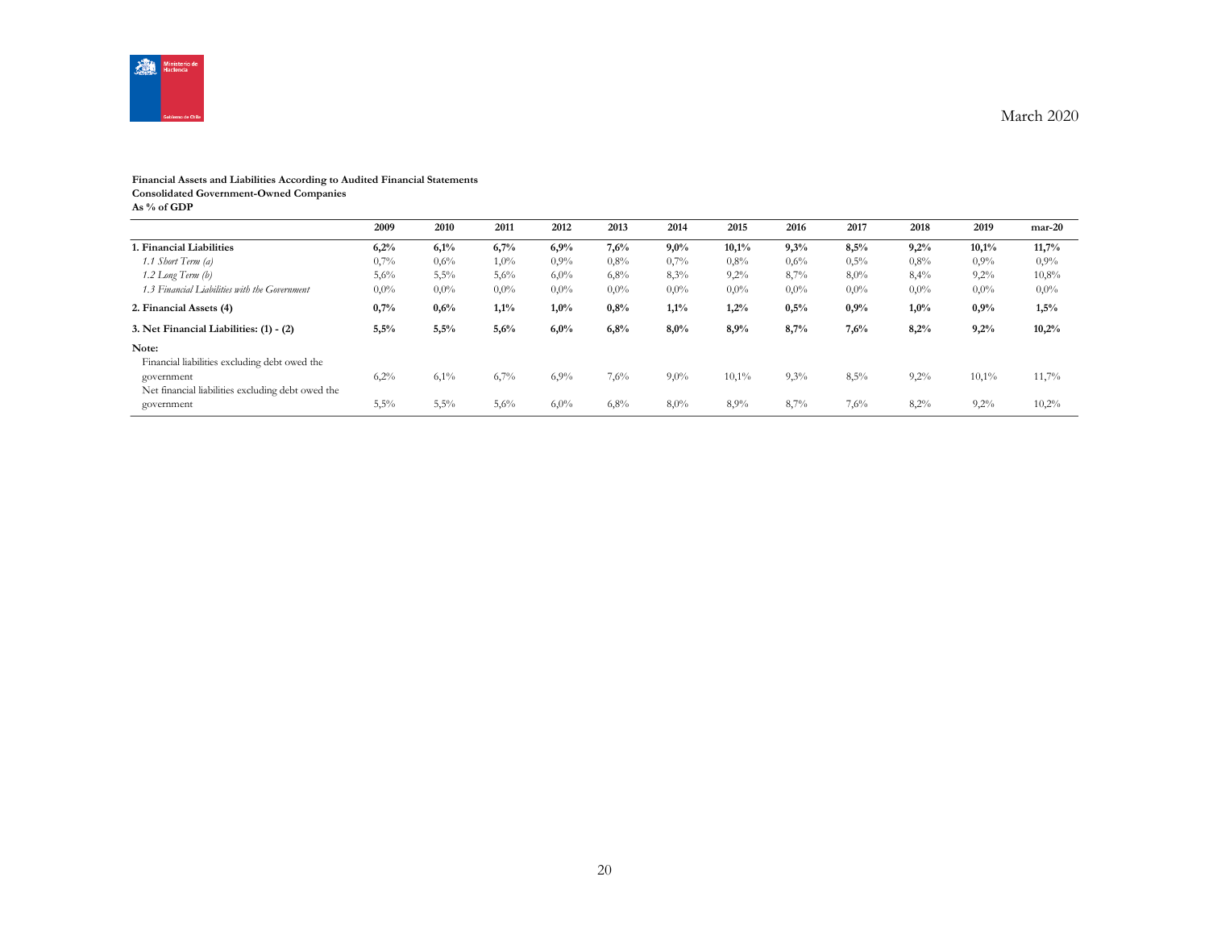**Financial Assets and Liabilities According to Audited Financial Statements**
**Consolidated Government-Owned Companies**
**As % of GDP**

| | 2009 | 2010 | 2011 | 2012 | 2013 | 2014 | 2015 | 2016 | 2017 | 2018 | 2019 | mar-20 |
|---|---|---|---|---|---|---|---|---|---|---|---|---|
| **1. Financial Liabilities** | **6,2%** | **6,1%** | **6,7%** | **6,9%** | **7,6%** | **9,0%** | **10,1%** | **9,3%** | **8,5%** | **9,2%** | **10,1%** | **11,7%** |
| *1.1 Short Term (a)* | 0,7% | 0,6% | 1,0% | 0,9% | 0,8% | 0,7% | 0,8% | 0,6% | 0,5% | 0,8% | 0,9% | 0,9% |
| *1.2 Long Term (b)* | 5,6% | 5,5% | 5,6% | 6,0% | 6,8% | 8,3% | 9,2% | 8,7% | 8,0% | 8,4% | 9,2% | 10,8% |
| *1.3 Financial Liabilities with the Government* | 0,0% | 0,0% | 0,0% | 0,0% | 0,0% | 0,0% | 0,0% | 0,0% | 0,0% | 0,0% | 0,0% | 0,0% |
| **2. Financial Assets (4)** | **0,7%** | **0,6%** | **1,1%** | **1,0%** | **0,8%** | **1,1%** | **1,2%** | **0,5%** | **0,9%** | **1,0%** | **0,9%** | **1,5%** |
| **3. Net Financial Liabilities: (1) - (2)** | **5,5%** | **5,5%** | **5,6%** | **6,0%** | **6,8%** | **8,0%** | **8,9%** | **8,7%** | **7,6%** | **8,2%** | **9,2%** | **10,2%** |
| **Note:** | | | | | | | | | | | | |
| Financial liabilities excluding debt owed the government | 6,2% | 6,1% | 6,7% | 6,9% | 7,6% | 9,0% | 10,1% | 9,3% | 8,5% | 9,2% | 10,1% | 11,7% |
| Net financial liabilities excluding debt owed the government | 5,5% | 5,5% | 5,6% | 6,0% | 6,8% | 8,0% | 8,9% | 8,7% | 7,6% | 8,2% | 9,2% | 10,2% |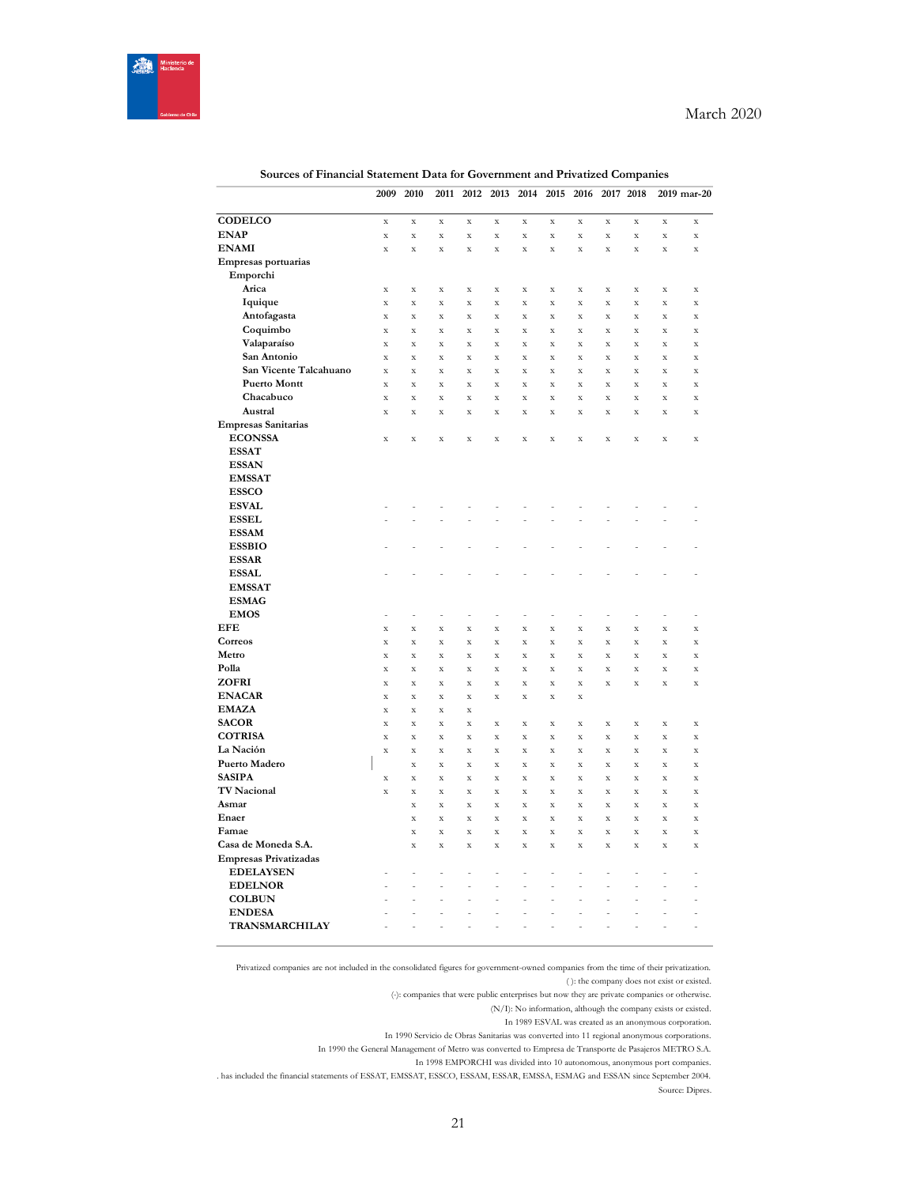March 2020

**Sources of Financial Statement Data for Government and Privatized Companies**

| | 2009 | 2010 | 2011 | 2012 | 2013 | 2014 | 2015 | 2016 | 2017 | 2018 | 2019 | mar-20 |
|---|---|---|---|---|---|---|---|---|---|---|---|---|
| **CODELCO** | x | x | x | x | x | x | x | x | x | x | x | x |
| **ENAP** | x | x | x | x | x | x | x | x | x | x | x | x |
| **ENAMI** | x | x | x | x | x | x | x | x | x | x | x | x |
| **Empresas portuarias** | | | | | | | | | | | | |
| **Emporchi** | | | | | | | | | | | | |
| **Arica** | x | x | x | x | x | x | x | x | x | x | x | x |
| **Iquique** | x | x | x | x | x | x | x | x | x | x | x | x |
| **Antofagasta** | x | x | x | x | x | x | x | x | x | x | x | x |
| **Coquimbo** | x | x | x | x | x | x | x | x | x | x | x | x |
| **Valaparaíso** | x | x | x | x | x | x | x | x | x | x | x | x |
| **San Antonio** | x | x | x | x | x | x | x | x | x | x | x | x |
| **San Vicente Talcahuano** | x | x | x | x | x | x | x | x | x | x | x | x |
| **Puerto Montt** | x | x | x | x | x | x | x | x | x | x | x | x |
| **Chacabuco** | x | x | x | x | x | x | x | x | x | x | x | x |
| **Austral** | x | x | x | x | x | x | x | x | x | x | x | x |
| **Empresas Sanitarias** | | | | | | | | | | | | |
| **ECONSSA** | x | x | x | x | x | x | x | x | x | x | x | x |
| **ESSAT** | | | | | | | | | | | | |
| **ESSAN** | | | | | | | | | | | | |
| **EMSSAT** | | | | | | | | | | | | |
| **ESSCO** | | | | | | | | | | | | |
| **ESVAL** | - | - | - | - | - | - | - | - | - | - | - | - |
| **ESSEL** | - | - | - | - | - | - | - | - | - | - | - | - |
| **ESSAM** | | | | | | | | | | | | |
| **ESSBIO** | - | - | - | - | - | - | - | - | - | - | - | - |
| **ESSAR** | | | | | | | | | | | | |
| **ESSAL** | - | - | - | - | - | - | - | - | - | - | - | - |
| **EMSSAT** | | | | | | | | | | | | |
| **ESMAG** | | | | | | | | | | | | |
| **EMOS** | - | - | - | - | - | - | - | - | - | - | - | - |
| **EFE** | x | x | x | x | x | x | x | x | x | x | x | x |
| **Correos** | x | x | x | x | x | x | x | x | x | x | x | x |
| **Metro** | x | x | x | x | x | x | x | x | x | x | x | x |
| **Polla** | x | x | x | x | x | x | x | x | x | x | x | x |
| **ZOFRI** | x | x | x | x | x | x | x | x | x | x | x | x |
| **ENACAR** | x | x | x | x | x | x | x | x | | | | |
| **EMAZA** | x | x | x | x | | | | | | | | |
| **SACOR** | x | x | x | x | x | x | x | x | x | x | x | x |
| **COTRISA** | x | x | x | x | x | x | x | x | x | x | x | x |
| **La Nación** | x | x | x | x | x | x | x | x | x | x | x | x |
| **Puerto Madero** | | x | x | x | x | x | x | x | x | x | x | x |
| **SASIPA** | x | x | x | x | x | x | x | x | x | x | x | x |
| **TV Nacional** | x | x | x | x | x | x | x | x | x | x | x | x |
| **Asmar** | | x | x | x | x | x | x | x | x | x | x | x |
| **Enaer** | | x | x | x | x | x | x | x | x | x | x | x |
| **Famae** | | x | x | x | x | x | x | x | x | x | x | x |
| **Casa de Moneda S.A.** | | x | x | x | x | x | x | x | x | x | x | x |
| **Empresas Privatizadas** | | | | | | | | | | | | |
| **EDELAYSEN** | - | - | - | - | - | - | - | - | - | - | - | - |
| **EDELNOR** | - | - | - | - | - | - | - | - | - | - | - | - |
| **COLBUN** | - | - | - | - | - | - | - | - | - | - | - | - |
| **ENDESA** | - | - | - | - | - | - | - | - | - | - | - | - |
| **TRANSMARCHILAY** | - | - | - | - | - | - | - | - | - | - | - | - |

Privatized companies are not included in the consolidated figures for government-owned companies from the time of their privatization.

( ): the company does not exist or existed.

(-): companies that were public enterprises but now they are private companies or otherwise.

(N/I): No information, although the company exists or existed.

In 1989 ESVAL was created as an anonymous corporation.

In 1990 Servicio de Obras Sanitarias was converted into 11 regional anonymous corporations.

In 1990 the General Management of Metro was converted to Empresa de Transporte de Pasajeros METRO S.A.

In 1998 EMPORCHI was divided into 10 autonomous, anonymous port companies.

. has included the financial statements of ESSAT, EMSSAT, ESSCO, ESSAM, ESSAR, EMSSA, ESMAG and ESSAN since September 2004.

Source: Dipres.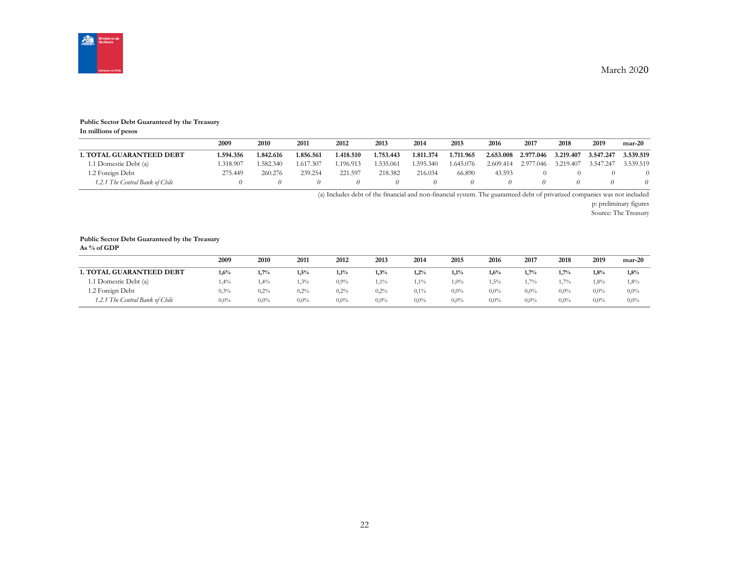March 2020

**Public Sector Debt Guaranteed by the Treasury**
**In millions of pesos**

| | 2009 | 2010 | 2011 | 2012 | 2013 | 2014 | 2015 | 2016 | 2017 | 2018 | 2019 | mar-20 |
|---|---|---|---|---|---|---|---|---|---|---|---|---|
| **1. TOTAL GUARANTEED DEBT** | **1.594.356** | **1.842.616** | **1.856.561** | **1.418.510** | **1.753.443** | **1.811.374** | **1.711.965** | **2.653.008** | **2.977.046** | **3.219.407** | **3.547.247** | **3.539.519** |
| 1.1 Domestic Debt (a) | 1.318.907 | 1.582.340 | 1.617.307 | 1.196.913 | 1.535.061 | 1.595.340 | 1.645.076 | 2.609.414 | 2.977.046 | 3.219.407 | 3.547.247 | 3.539.519 |
| 1.2 Foreign Debt | 275.449 | 260.276 | 239.254 | 221.597 | 218.382 | 216.034 | 66.890 | 43.593 | 0 | 0 | 0 | 0 |
| *1.2.1 The Central Bank of Chile* | *0* | *0* | *0* | *0* | *0* | *0* | *0* | *0* | *0* | *0* | *0* | *0* |

(a) Includes debt of the financial and non-financial system. The guaranteed debt of privatized companies was not included

p: preliminary figures

Source: The Treasury

**Public Sector Debt Guaranteed by the Treasury**
**As % of GDP**

| | 2009 | 2010 | 2011 | 2012 | 2013 | 2014 | 2015 | 2016 | 2017 | 2018 | 2019 | mar-20 |
|---|---|---|---|---|---|---|---|---|---|---|---|---|
| **1. TOTAL GUARANTEED DEBT** | **1,6%** | **1,7%** | **1,5%** | **1,1%** | **1,3%** | **1,2%** | **1,1%** | **1,6%** | **1,7%** | **1,7%** | **1,8%** | **1,8%** |
| 1.1 Domestic Debt (a) | 1,4% | 1,4% | 1,3% | 0,9% | 1,1% | 1,1% | 1,0% | 1,5% | 1,7% | 1,7% | 1,8% | 1,8% |
| 1.2 Foreign Debt | 0,3% | 0,2% | 0,2% | 0,2% | 0,2% | 0,1% | 0,0% | 0,0% | 0,0% | 0,0% | 0,0% | 0,0% |
| *1.2.1 The Central Bank of Chile* | 0,0% | 0,0% | 0,0% | 0,0% | 0,0% | 0,0% | 0,0% | 0,0% | 0,0% | 0,0% | 0,0% | 0,0% |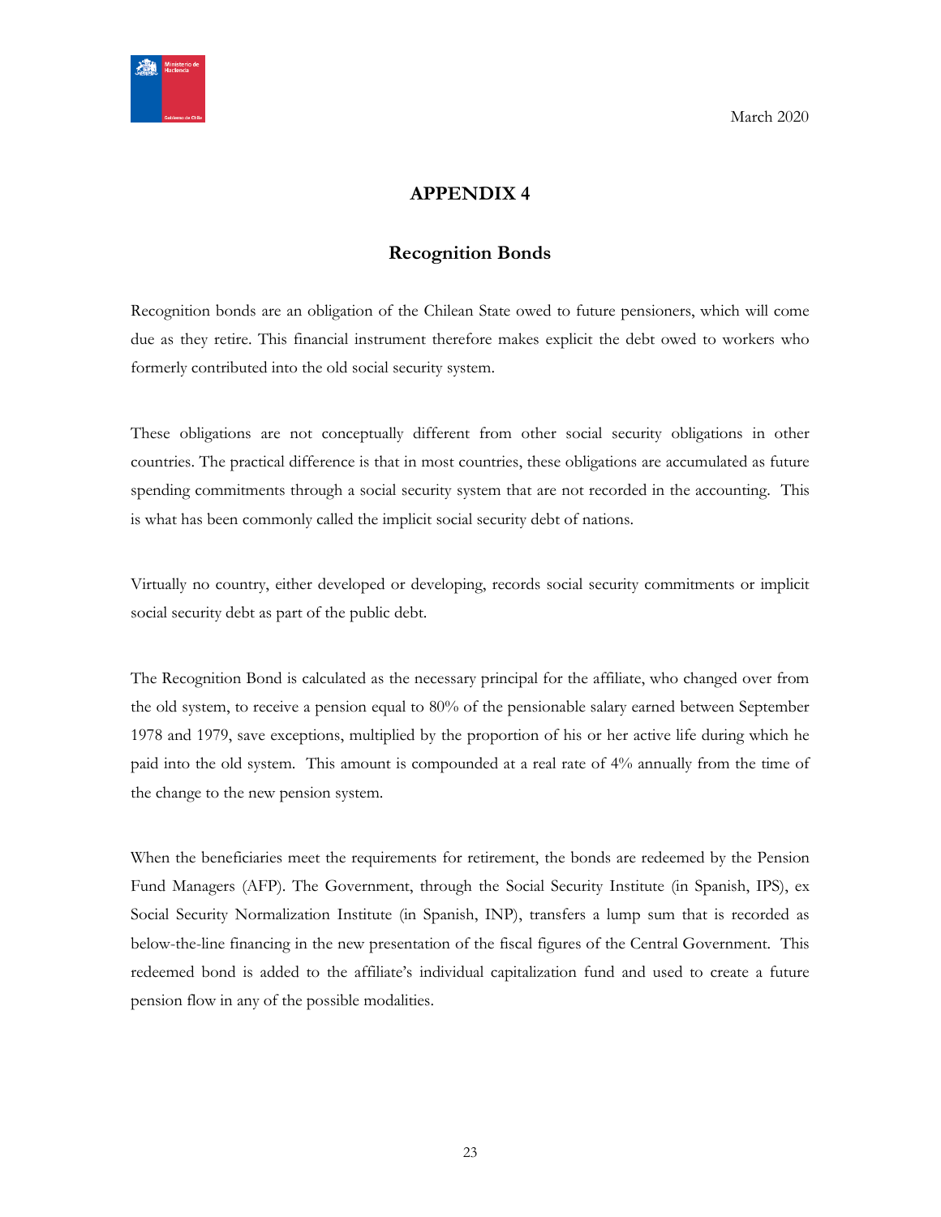March 2020

# APPENDIX 4

## Recognition Bonds

Recognition bonds are an obligation of the Chilean State owed to future pensioners, which will come due as they retire. This financial instrument therefore makes explicit the debt owed to workers who formerly contributed into the old social security system.

These obligations are not conceptually different from other social security obligations in other countries. The practical difference is that in most countries, these obligations are accumulated as future spending commitments through a social security system that are not recorded in the accounting. This is what has been commonly called the implicit social security debt of nations.

Virtually no country, either developed or developing, records social security commitments or implicit social security debt as part of the public debt.

The Recognition Bond is calculated as the necessary principal for the affiliate, who changed over from the old system, to receive a pension equal to 80% of the pensionable salary earned between September 1978 and 1979, save exceptions, multiplied by the proportion of his or her active life during which he paid into the old system. This amount is compounded at a real rate of 4% annually from the time of the change to the new pension system.

When the beneficiaries meet the requirements for retirement, the bonds are redeemed by the Pension Fund Managers (AFP). The Government, through the Social Security Institute (in Spanish, IPS), ex Social Security Normalization Institute (in Spanish, INP), transfers a lump sum that is recorded as below-the-line financing in the new presentation of the fiscal figures of the Central Government. This redeemed bond is added to the affiliate's individual capitalization fund and used to create a future pension flow in any of the possible modalities.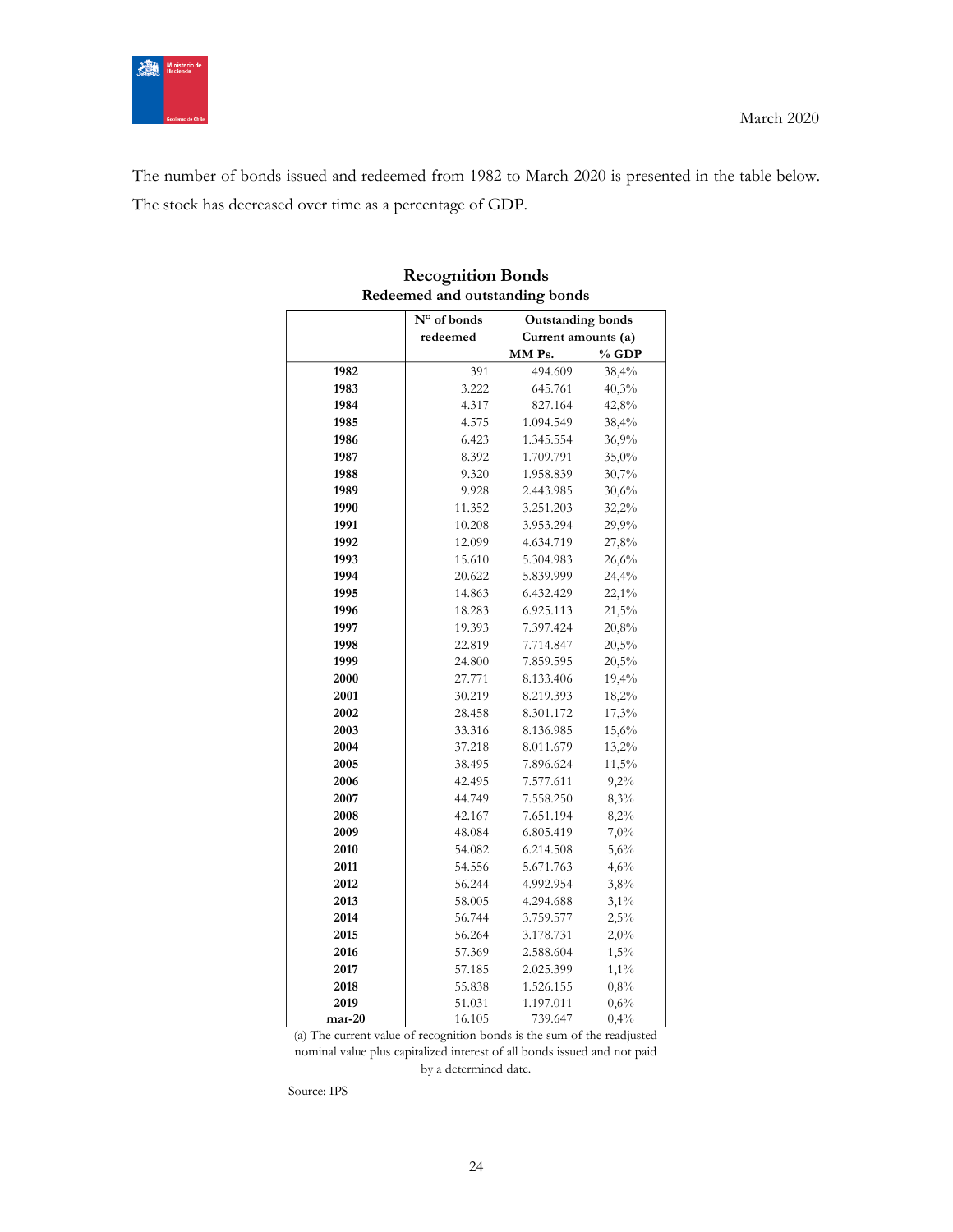The number of bonds issued and redeemed from 1982 to March 2020 is presented in the table below. The stock has decreased over time as a percentage of GDP.

**Recognition Bonds**
**Redeemed and outstanding bonds**

| | N° of bonds redeemed | Outstanding bonds Current amounts (a) | |
|---|---|---|---|
| | | MM Ps. | % GDP |
| **1982** | 391 | 494.609 | 38,4% |
| **1983** | 3.222 | 645.761 | 40,3% |
| **1984** | 4.317 | 827.164 | 42,8% |
| **1985** | 4.575 | 1.094.549 | 38,4% |
| **1986** | 6.423 | 1.345.554 | 36,9% |
| **1987** | 8.392 | 1.709.791 | 35,0% |
| **1988** | 9.320 | 1.958.839 | 30,7% |
| **1989** | 9.928 | 2.443.985 | 30,6% |
| **1990** | 11.352 | 3.251.203 | 32,2% |
| **1991** | 10.208 | 3.953.294 | 29,9% |
| **1992** | 12.099 | 4.634.719 | 27,8% |
| **1993** | 15.610 | 5.304.983 | 26,6% |
| **1994** | 20.622 | 5.839.999 | 24,4% |
| **1995** | 14.863 | 6.432.429 | 22,1% |
| **1996** | 18.283 | 6.925.113 | 21,5% |
| **1997** | 19.393 | 7.397.424 | 20,8% |
| **1998** | 22.819 | 7.714.847 | 20,5% |
| **1999** | 24.800 | 7.859.595 | 20,5% |
| **2000** | 27.771 | 8.133.406 | 19,4% |
| **2001** | 30.219 | 8.219.393 | 18,2% |
| **2002** | 28.458 | 8.301.172 | 17,3% |
| **2003** | 33.316 | 8.136.985 | 15,6% |
| **2004** | 37.218 | 8.011.679 | 13,2% |
| **2005** | 38.495 | 7.896.624 | 11,5% |
| **2006** | 42.495 | 7.577.611 | 9,2% |
| **2007** | 44.749 | 7.558.250 | 8,3% |
| **2008** | 42.167 | 7.651.194 | 8,2% |
| **2009** | 48.084 | 6.805.419 | 7,0% |
| **2010** | 54.082 | 6.214.508 | 5,6% |
| **2011** | 54.556 | 5.671.763 | 4,6% |
| **2012** | 56.244 | 4.992.954 | 3,8% |
| **2013** | 58.005 | 4.294.688 | 3,1% |
| **2014** | 56.744 | 3.759.577 | 2,5% |
| **2015** | 56.264 | 3.178.731 | 2,0% |
| **2016** | 57.369 | 2.588.604 | 1,5% |
| **2017** | 57.185 | 2.025.399 | 1,1% |
| **2018** | 55.838 | 1.526.155 | 0,8% |
| **2019** | 51.031 | 1.197.011 | 0,6% |
| **mar-20** | 16.105 | 739.647 | 0,4% |

(a) The current value of recognition bonds is the sum of the readjusted nominal value plus capitalized interest of all bonds issued and not paid by a determined date.

Source: IPS